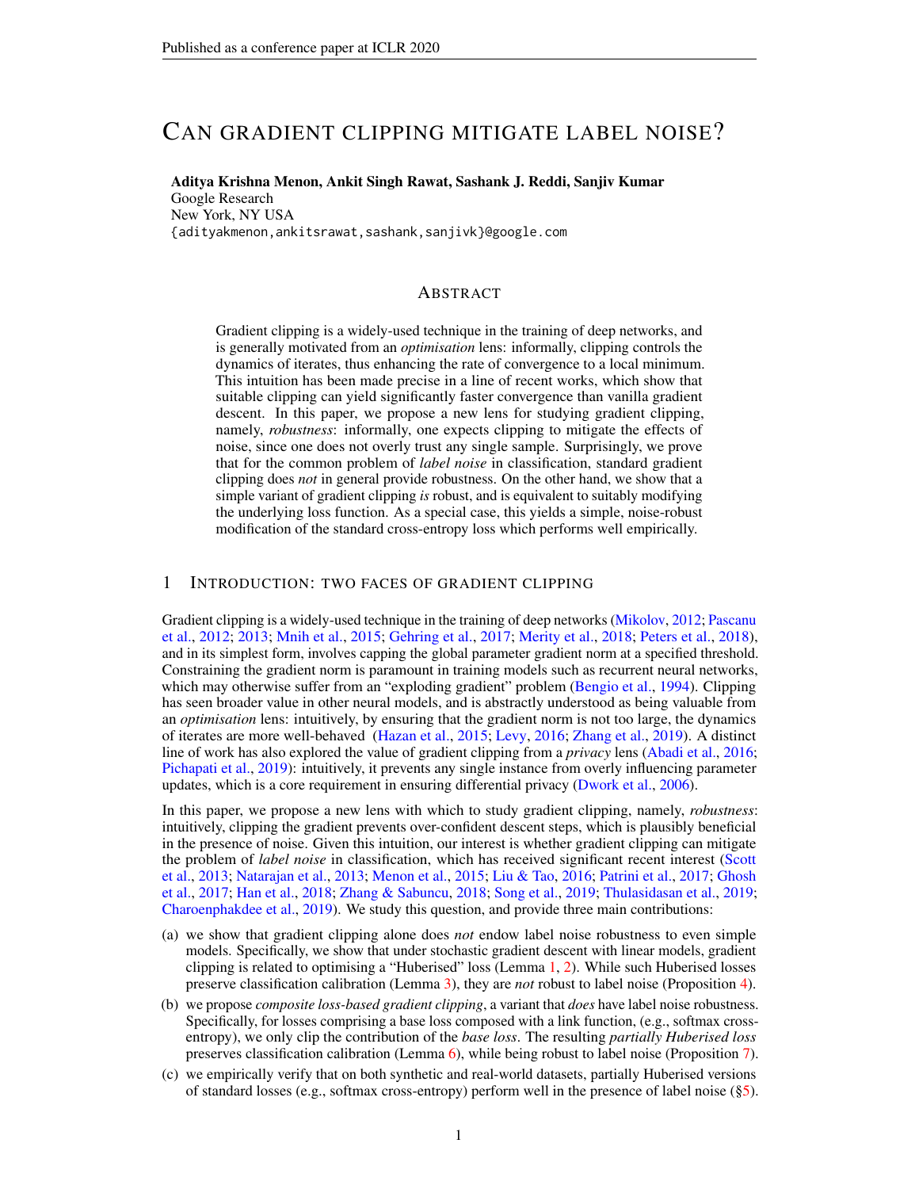# Can gradient clipping mitigate label noise?

**Aditya Krishna Menon, Ankit Singh Rawat, Sashank J. Reddi, Sanjiv Kumar**
Google Research
New York, NY USA
{adityakmenon,ankitsrawat,sashank,sanjivk}@google.com

## Abstract

Gradient clipping is a widely-used technique in the training of deep networks, and is generally motivated from an *optimisation* lens: informally, clipping controls the dynamics of iterates, thus enhancing the rate of convergence to a local minimum. This intuition has been made precise in a line of recent works, which show that suitable clipping can yield significantly faster convergence than vanilla gradient descent. In this paper, we propose a new lens for studying gradient clipping, namely, *robustness*: informally, one expects clipping to mitigate the effects of noise, since one does not overly trust any single sample. Surprisingly, we prove that for the common problem of *label noise* in classification, standard gradient clipping does *not* in general provide robustness. On the other hand, we show that a simple variant of gradient clipping *is* robust, and is equivalent to suitably modifying the underlying loss function. As a special case, this yields a simple, noise-robust modification of the standard cross-entropy loss which performs well empirically.

## 1 Introduction: two faces of gradient clipping

Gradient clipping is a widely-used technique in the training of deep networks (Mikolov, 2012; Pascanu et al., 2012; 2013; Mnih et al., 2015; Gehring et al., 2017; Merity et al., 2018; Peters et al., 2018), and in its simplest form, involves capping the global parameter gradient norm at a specified threshold. Constraining the gradient norm is paramount in training models such as recurrent neural networks, which may otherwise suffer from an "exploding gradient" problem (Bengio et al., 1994). Clipping has seen broader value in other neural models, and is abstractly understood as being valuable from an *optimisation* lens: intuitively, by ensuring that the gradient norm is not too large, the dynamics of iterates are more well-behaved (Hazan et al., 2015; Levy, 2016; Zhang et al., 2019). A distinct line of work has also explored the value of gradient clipping from a *privacy* lens (Abadi et al., 2016; Pichapati et al., 2019): intuitively, it prevents any single instance from overly influencing parameter updates, which is a core requirement in ensuring differential privacy (Dwork et al., 2006).

In this paper, we propose a new lens with which to study gradient clipping, namely, *robustness*: intuitively, clipping the gradient prevents over-confident descent steps, which is plausibly beneficial in the presence of noise. Given this intuition, our interest is whether gradient clipping can mitigate the problem of *label noise* in classification, which has received significant recent interest (Scott et al., 2013; Natarajan et al., 2013; Menon et al., 2015; Liu & Tao, 2016; Patrini et al., 2017; Ghosh et al., 2017; Han et al., 2018; Zhang & Sabuncu, 2018; Song et al., 2019; Thulasidasan et al., 2019; Charoenphakdee et al., 2019). We study this question, and provide three main contributions:

(a) we show that gradient clipping alone does *not* endow label noise robustness to even simple models. Specifically, we show that under stochastic gradient descent with linear models, gradient clipping is related to optimising a "Huberised" loss (Lemma 1, 2). While such Huberised losses preserve classification calibration (Lemma 3), they are *not* robust to label noise (Proposition 4).

(b) we propose *composite loss-based gradient clipping*, a variant that *does* have label noise robustness. Specifically, for losses comprising a base loss composed with a link function, (e.g., softmax cross-entropy), we only clip the contribution of the *base loss*. The resulting *partially Huberised loss* preserves classification calibration (Lemma 6), while being robust to label noise (Proposition 7).

(c) we empirically verify that on both synthetic and real-world datasets, partially Huberised versions of standard losses (e.g., softmax cross-entropy) perform well in the presence of label noise (§5).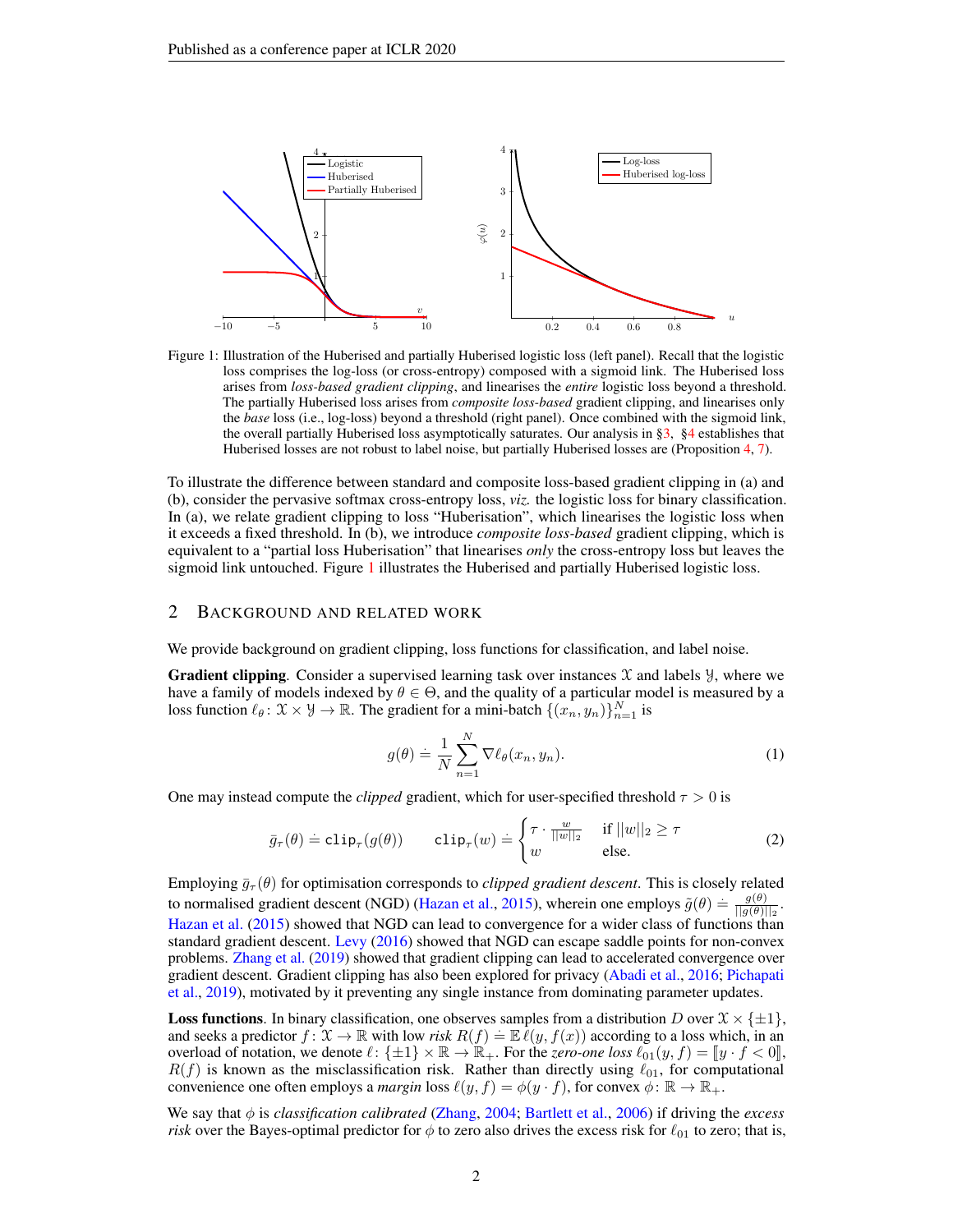Figure 1: Illustration of the Huberised and partially Huberised logistic loss (left panel). Recall that the logistic loss comprises the log-loss (or cross-entropy) composed with a sigmoid link. The Huberised loss arises from *loss-based gradient clipping*, and linearises the *entire* logistic loss beyond a threshold. The partially Huberised loss arises from *composite loss-based* gradient clipping, and linearises only the *base* loss (i.e., log-loss) beyond a threshold (right panel). Once combined with the sigmoid link, the overall partially Huberised loss asymptotically saturates. Our analysis in §3, §4 establishes that Huberised losses are not robust to label noise, but partially Huberised losses are (Proposition 4, 7).

To illustrate the difference between standard and composite loss-based gradient clipping in (a) and (b), consider the pervasive softmax cross-entropy loss, *viz.* the logistic loss for binary classification. In (a), we relate gradient clipping to loss "Huberisation", which linearises the logistic loss when it exceeds a fixed threshold. In (b), we introduce *composite loss-based* gradient clipping, which is equivalent to a "partial loss Huberisation" that linearises *only* the cross-entropy loss but leaves the sigmoid link untouched. Figure 1 illustrates the Huberised and partially Huberised logistic loss.

## 2 Background and Related Work

We provide background on gradient clipping, loss functions for classification, and label noise.

**Gradient clipping**. Consider a supervised learning task over instances $\mathcal{X}$ and labels $\mathcal{Y}$, where we have a family of models indexed by $\theta \in \Theta$, and the quality of a particular model is measured by a loss function $\ell_\theta \colon \mathcal{X} \times \mathcal{Y} \to \mathbb{R}$. The gradient for a mini-batch $\{(x_n, y_n)\}_{n=1}^N$ is

$$g(\theta) \doteq \frac{1}{N} \sum_{n=1}^{N} \nabla \ell_\theta(x_n, y_n). \tag{1}$$

One may instead compute the *clipped* gradient, which for user-specified threshold $\tau > 0$ is

$$\bar{g}_\tau(\theta) \doteq \texttt{clip}_\tau(g(\theta)) \qquad \texttt{clip}_\tau(w) \doteq \begin{cases} \tau \cdot \frac{w}{||w||_2} & \text{if } ||w||_2 \geq \tau \\ w & \text{else.} \end{cases} \tag{2}$$

Employing $\bar{g}_\tau(\theta)$ for optimisation corresponds to *clipped gradient descent*. This is closely related to normalised gradient descent (NGD) (Hazan et al., 2015), wherein one employs $\tilde{g}(\theta) \doteq \frac{g(\theta)}{||g(\theta)||_2}$. Hazan et al. (2015) showed that NGD can lead to convergence for a wider class of functions than standard gradient descent. Levy (2016) showed that NGD can escape saddle points for non-convex problems. Zhang et al. (2019) showed that gradient clipping can lead to accelerated convergence over gradient descent. Gradient clipping has also been explored for privacy (Abadi et al., 2016; Pichapati et al., 2019), motivated by it preventing any single instance from dominating parameter updates.

**Loss functions**. In binary classification, one observes samples from a distribution $D$ over $\mathcal{X} \times \{\pm 1\}$, and seeks a predictor $f \colon \mathcal{X} \to \mathbb{R}$ with low *risk* $R(f) \doteq \mathbb{E}\, \ell(y, f(x))$ according to a loss which, in an overload of notation, we denote $\ell \colon \{\pm 1\} \times \mathbb{R} \to \mathbb{R}_+$. For the *zero-one loss* $\ell_{01}(y, f) = [\![ y \cdot f < 0 ]\!]$, $R(f)$ is known as the misclassification risk. Rather than directly using $\ell_{01}$, for computational convenience one often employs a *margin* loss $\ell(y, f) = \phi(y \cdot f)$, for convex $\phi \colon \mathbb{R} \to \mathbb{R}_+$.

We say that $\phi$ is *classification calibrated* (Zhang, 2004; Bartlett et al., 2006) if driving the *excess risk* over the Bayes-optimal predictor for $\phi$ to zero also drives the excess risk for $\ell_{01}$ to zero; that is,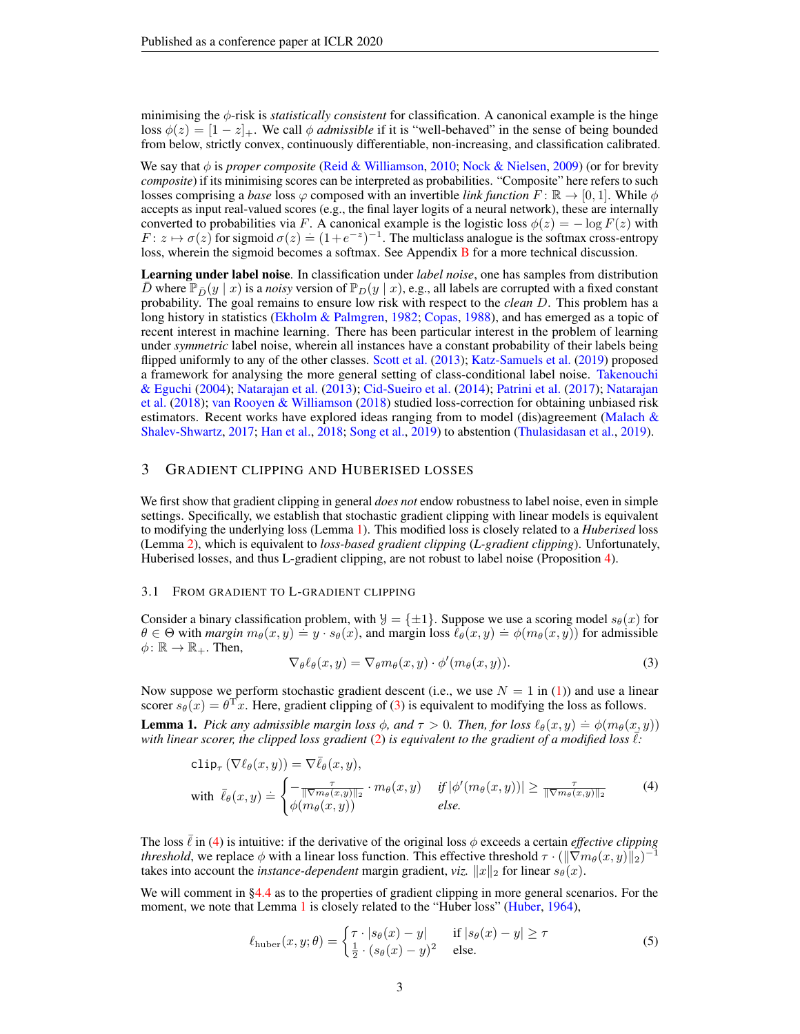minimising the $\phi$-risk is *statistically consistent* for classification. A canonical example is the hinge loss $\phi(z) = [1 - z]_+$. We call $\phi$ *admissible* if it is "well-behaved" in the sense of being bounded from below, strictly convex, continuously differentiable, non-increasing, and classification calibrated.

We say that $\phi$ is *proper composite* (Reid & Williamson, 2010; Nock & Nielsen, 2009) (or for brevity *composite*) if its minimising scores can be interpreted as probabilities. "Composite" here refers to such losses comprising a *base* loss $\varphi$ composed with an invertible *link function* $F \colon \mathbb{R} \to [0, 1]$. While $\phi$ accepts as input real-valued scores (e.g., the final layer logits of a neural network), these are internally converted to probabilities via $F$. A canonical example is the logistic loss $\phi(z) = -\log F(z)$ with $F \colon z \mapsto \sigma(z)$ for sigmoid $\sigma(z) \doteq (1 + e^{-z})^{-1}$. The multiclass analogue is the softmax cross-entropy loss, wherein the sigmoid becomes a softmax. See Appendix B for a more technical discussion.

**Learning under label noise**. In classification under *label noise*, one has samples from distribution $\bar{D}$ where $\mathbb{P}_{\bar{D}}(y \mid x)$ is a *noisy* version of $\mathbb{P}_D(y \mid x)$, e.g., all labels are corrupted with a fixed constant probability. The goal remains to ensure low risk with respect to the *clean* $D$. This problem has a long history in statistics (Ekholm & Palmgren, 1982; Copas, 1988), and has emerged as a topic of recent interest in machine learning. There has been particular interest in the problem of learning under *symmetric* label noise, wherein all instances have a constant probability of their labels being flipped uniformly to any of the other classes. Scott et al. (2013); Katz-Samuels et al. (2019) proposed a framework for analysing the more general setting of class-conditional label noise. Takenouchi & Eguchi (2004); Natarajan et al. (2013); Cid-Sueiro et al. (2014); Patrini et al. (2017); Natarajan et al. (2018); van Rooyen & Williamson (2018) studied loss-correction for obtaining unbiased risk estimators. Recent works have explored ideas ranging from to model (dis)agreement (Malach & Shalev-Shwartz, 2017; Han et al., 2018; Song et al., 2019) to abstention (Thulasidasan et al., 2019).

## 3 Gradient clipping and Huberised losses

We first show that gradient clipping in general *does not* endow robustness to label noise, even in simple settings. Specifically, we establish that stochastic gradient clipping with linear models is equivalent to modifying the underlying loss (Lemma 1). This modified loss is closely related to a *Huberised* loss (Lemma 2), which is equivalent to *loss-based gradient clipping* (*L-gradient clipping*). Unfortunately, Huberised losses, and thus L-gradient clipping, are not robust to label noise (Proposition 4).

### 3.1 From gradient to L-gradient clipping

Consider a binary classification problem, with $\mathcal{Y} = \{\pm 1\}$. Suppose we use a scoring model $s_\theta(x)$ for $\theta \in \Theta$ with *margin* $m_\theta(x, y) \doteq y \cdot s_\theta(x)$, and margin loss $\ell_\theta(x, y) \doteq \phi(m_\theta(x, y))$ for admissible $\phi \colon \mathbb{R} \to \mathbb{R}_+$. Then,

$$\nabla_\theta \ell_\theta(x, y) = \nabla_\theta m_\theta(x, y) \cdot \phi'(m_\theta(x, y)). \tag{3}$$

Now suppose we perform stochastic gradient descent (i.e., we use $N = 1$ in (1)) and use a linear scorer $s_\theta(x) = \theta^{\mathrm{T}} x$. Here, gradient clipping of (3) is equivalent to modifying the loss as follows.

**Lemma 1.** *Pick any admissible margin loss $\phi$, and $\tau > 0$. Then, for loss $\ell_\theta(x, y) \doteq \phi(m_\theta(x, y))$ with linear scorer, the clipped loss gradient (2) is equivalent to the gradient of a modified loss $\bar{\ell}$:*

$$\begin{aligned} &\mathtt{clip}_\tau\left(\nabla \ell_\theta(x, y)\right) = \nabla \bar{\ell}_\theta(x, y), \\ &\text{with } \; \bar{\ell}_\theta(x, y) \doteq \begin{cases} -\frac{\tau}{\|\nabla m_\theta(x,y)\|_2} \cdot m_\theta(x, y) & \text{if } |\phi'(m_\theta(x, y))| \geq \frac{\tau}{\|\nabla m_\theta(x,y)\|_2} \\ \phi(m_\theta(x, y)) & \text{else.} \end{cases} \end{aligned} \tag{4}$$

The loss $\bar{\ell}$ in (4) is intuitive: if the derivative of the original loss $\phi$ exceeds a certain *effective clipping threshold*, we replace $\phi$ with a linear loss function. This effective threshold $\tau \cdot (\|\nabla m_\theta(x, y)\|_2)^{-1}$ takes into account the *instance-dependent* margin gradient, *viz.* $\|x\|_2$ for linear $s_\theta(x)$.

We will comment in §4.4 as to the properties of gradient clipping in more general scenarios. For the moment, we note that Lemma 1 is closely related to the "Huber loss" (Huber, 1964),

$$\ell_{\text{huber}}(x, y; \theta) = \begin{cases} \tau \cdot |s_\theta(x) - y| & \text{if } |s_\theta(x) - y| \geq \tau \\ \frac{1}{2} \cdot (s_\theta(x) - y)^2 & \text{else.} \end{cases} \tag{5}$$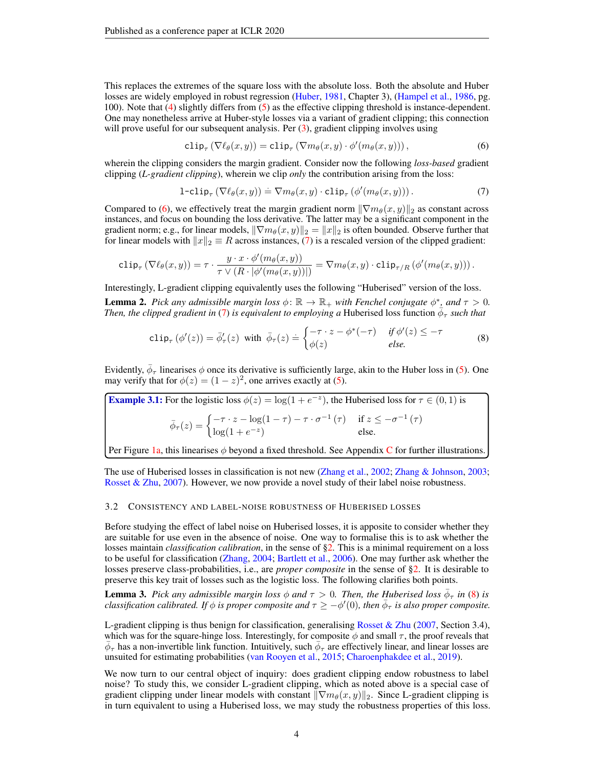This replaces the extremes of the square loss with the absolute loss. Both the absolute and Huber losses are widely employed in robust regression (Huber, 1981, Chapter 3), (Hampel et al., 1986, pg. 100). Note that (4) slightly differs from (5) as the effective clipping threshold is instance-dependent. One may nonetheless arrive at Huber-style losses via a variant of gradient clipping; this connection will prove useful for our subsequent analysis. Per (3), gradient clipping involves using

$$\mathtt{clip}_\tau\left(\nabla \ell_\theta(x, y)\right) = \mathtt{clip}_\tau\left(\nabla m_\theta(x, y) \cdot \phi'(m_\theta(x, y))\right), \tag{6}$$

wherein the clipping considers the margin gradient. Consider now the following *loss-based* gradient clipping (*L-gradient clipping*), wherein we clip *only* the contribution arising from the loss:

$$\mathtt{l\text{-}clip}_\tau\left(\nabla \ell_\theta(x, y)\right) \doteq \nabla m_\theta(x, y) \cdot \mathtt{clip}_\tau\left(\phi'(m_\theta(x, y))\right). \tag{7}$$

Compared to (6), we effectively treat the margin gradient norm $\|\nabla m_\theta(x, y)\|_2$ as constant across instances, and focus on bounding the loss derivative. The latter may be a significant component in the gradient norm; e.g., for linear models, $\|\nabla m_\theta(x, y)\|_2 = \|x\|_2$ is often bounded. Observe further that for linear models with $\|x\|_2 \equiv R$ across instances, (7) is a rescaled version of the clipped gradient:

$$\mathtt{clip}_\tau\left(\nabla \ell_\theta(x, y)\right) = \tau \cdot \frac{y \cdot x \cdot \phi'(m_\theta(x, y))}{\tau \vee (R \cdot |\phi'(m_\theta(x, y))|)} = \nabla m_\theta(x, y) \cdot \mathtt{clip}_{\tau/R}\left(\phi'(m_\theta(x, y))\right).$$

Interestingly, L-gradient clipping equivalently uses the following "Huberised" version of the loss.

**Lemma 2.** *Pick any admissible margin loss $\phi \colon \mathbb{R} \to \mathbb{R}_+$ with Fenchel conjugate $\phi^*$, and $\tau > 0$. Then, the clipped gradient in (7) is equivalent to employing a* Huberised loss function *$\bar{\phi}_\tau$ such that*

$$\mathtt{clip}_\tau\left(\phi'(z)\right) = \bar{\phi}_\tau'(z) \;\text{ with }\; \bar{\phi}_\tau(z) \doteq \begin{cases} -\tau \cdot z - \phi^*(-\tau) & \text{if } \phi'(z) \leq -\tau \\ \phi(z) & \text{else.} \end{cases} \tag{8}$$

Evidently, $\bar{\phi}_\tau$ linearises $\phi$ once its derivative is sufficiently large, akin to the Huber loss in (5). One may verify that for $\phi(z) = (1 - z)^2$, one arrives exactly at (5).

> **Example 3.1:** For the logistic loss $\phi(z) = \log(1 + e^{-z})$, the Huberised loss for $\tau \in (0, 1)$ is
>
> $$\bar{\phi}_\tau(z) = \begin{cases} -\tau \cdot z - \log(1 - \tau) - \tau \cdot \sigma^{-1}(\tau) & \text{if } z \leq -\sigma^{-1}(\tau) \\ \log(1 + e^{-z}) & \text{else.} \end{cases}$$
>
> Per Figure 1a, this linearises $\phi$ beyond a fixed threshold. See Appendix C for further illustrations.

The use of Huberised losses in classification is not new (Zhang et al., 2002; Zhang & Johnson, 2003; Rosset & Zhu, 2007). However, we now provide a novel study of their label noise robustness.

### 3.2 Consistency and label-noise robustness of Huberised losses

Before studying the effect of label noise on Huberised losses, it is apposite to consider whether they are suitable for use even in the absence of noise. One way to formalise this is to ask whether the losses maintain *classification calibration*, in the sense of §2. This is a minimal requirement on a loss to be useful for classification (Zhang, 2004; Bartlett et al., 2006). One may further ask whether the losses preserve class-probabilities, i.e., are *proper composite* in the sense of §2. It is desirable to preserve this key trait of losses such as the logistic loss. The following clarifies both points.

**Lemma 3.** *Pick any admissible margin loss $\phi$ and $\tau > 0$. Then, the Huberised loss $\bar{\phi}_\tau$ in (8) is classification calibrated. If $\phi$ is proper composite and $\tau \geq -\phi'(0)$, then $\bar{\phi}_\tau$ is also proper composite.*

L-gradient clipping is thus benign for classification, generalising Rosset & Zhu (2007, Section 3.4), which was for the square-hinge loss. Interestingly, for composite $\phi$ and small $\tau$, the proof reveals that $\bar{\phi}_\tau$ has a non-invertible link function. Intuitively, such $\bar{\phi}_\tau$ are effectively linear, and linear losses are unsuited for estimating probabilities (van Rooyen et al., 2015; Charoenphakdee et al., 2019).

We now turn to our central object of inquiry: does gradient clipping endow robustness to label noise? To study this, we consider L-gradient clipping, which as noted above is a special case of gradient clipping under linear models with constant $\|\nabla m_\theta(x, y)\|_2$. Since L-gradient clipping is in turn equivalent to using a Huberised loss, we may study the robustness properties of this loss.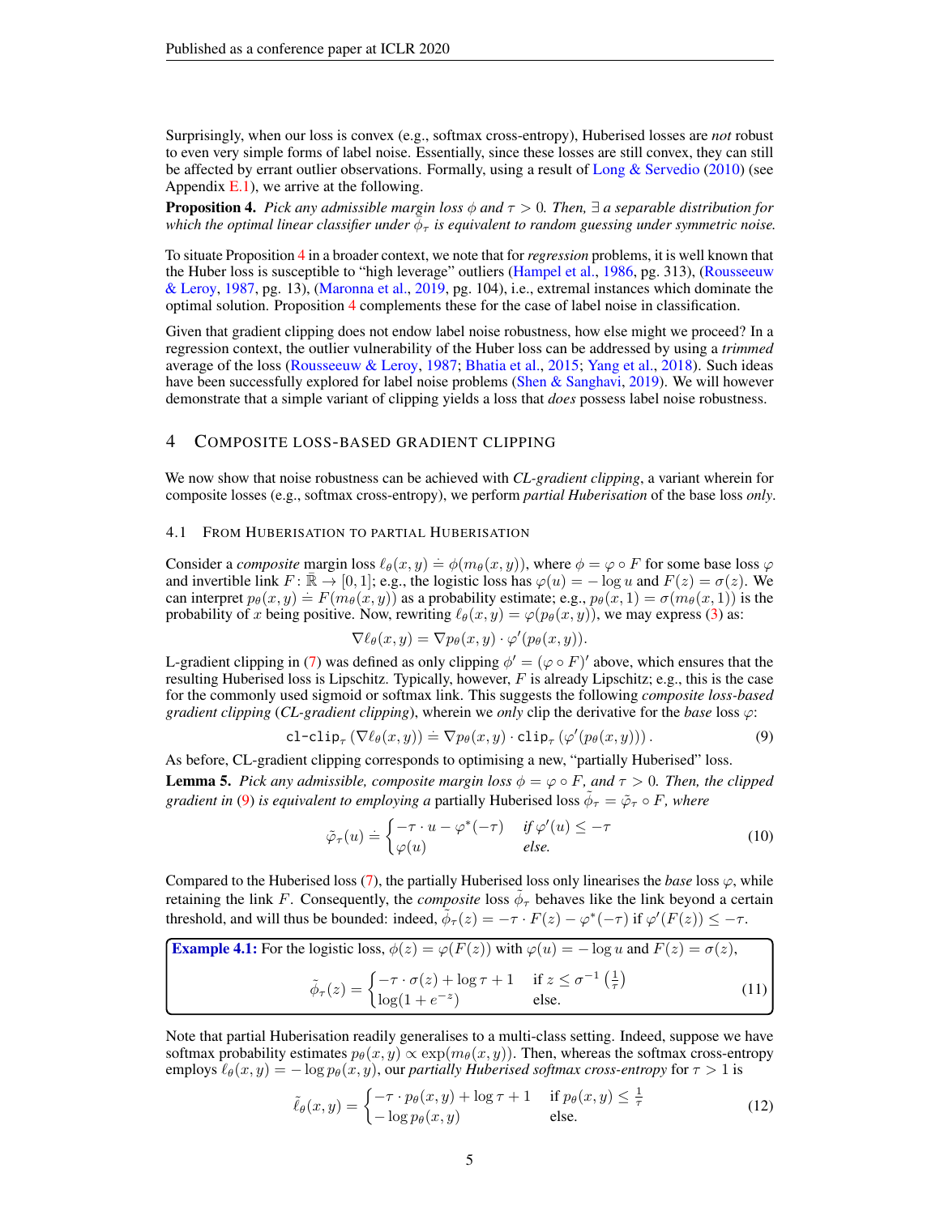Surprisingly, when our loss is convex (e.g., softmax cross-entropy), Huberised losses are *not* robust to even very simple forms of label noise. Essentially, since these losses are still convex, they can still be affected by errant outlier observations. Formally, using a result of Long & Servedio (2010) (see Appendix E.1), we arrive at the following.

**Proposition 4.** *Pick any admissible margin loss $\phi$ and $\tau > 0$. Then, $\exists$ a separable distribution for which the optimal linear classifier under $\tilde{\phi}_\tau$ is equivalent to random guessing under symmetric noise.*

To situate Proposition 4 in a broader context, we note that for *regression* problems, it is well known that the Huber loss is susceptible to "high leverage" outliers (Hampel et al., 1986, pg. 313), (Rousseeuw & Leroy, 1987, pg. 13), (Maronna et al., 2019, pg. 104), i.e., extremal instances which dominate the optimal solution. Proposition 4 complements these for the case of label noise in classification.

Given that gradient clipping does not endow label noise robustness, how else might we proceed? In a regression context, the outlier vulnerability of the Huber loss can be addressed by using a *trimmed* average of the loss (Rousseeuw & Leroy, 1987; Bhatia et al., 2015; Yang et al., 2018). Such ideas have been successfully explored for label noise problems (Shen & Sanghavi, 2019). We will however demonstrate that a simple variant of clipping yields a loss that *does* possess label noise robustness.

## 4 Composite loss-based gradient clipping

We now show that noise robustness can be achieved with *CL-gradient clipping*, a variant wherein for composite losses (e.g., softmax cross-entropy), we perform *partial Huberisation* of the base loss *only*.

### 4.1 From Huberisation to partial Huberisation

Consider a *composite* margin loss $\ell_\theta(x, y) \doteq \phi(m_\theta(x, y))$, where $\phi = \varphi \circ F$ for some base loss $\varphi$ and invertible link $F : \bar{\mathbb{R}} \to [0, 1]$; e.g., the logistic loss has $\varphi(u) = -\log u$ and $F(z) = \sigma(z)$. We can interpret $p_\theta(x, y) \doteq F(m_\theta(x, y))$ as a probability estimate; e.g., $p_\theta(x, 1) = \sigma(m_\theta(x, 1))$ is the probability of $x$ being positive. Now, rewriting $\ell_\theta(x, y) = \varphi(p_\theta(x, y))$, we may express (3) as:

$$\nabla \ell_\theta(x, y) = \nabla p_\theta(x, y) \cdot \varphi'(p_\theta(x, y)).$$

L-gradient clipping in (7) was defined as only clipping $\phi' = (\varphi \circ F)'$ above, which ensures that the resulting Huberised loss is Lipschitz. Typically, however, $F$ is already Lipschitz; e.g., this is the case for the commonly used sigmoid or softmax link. This suggests the following *composite loss-based gradient clipping* (*CL-gradient clipping*), wherein we *only* clip the derivative for the *base* loss $\varphi$:

$$\texttt{cl-clip}_\tau\left(\nabla \ell_\theta(x, y)\right) \doteq \nabla p_\theta(x, y) \cdot \texttt{clip}_\tau\left(\varphi'(p_\theta(x, y))\right). \tag{9}$$

As before, CL-gradient clipping corresponds to optimising a new, "partially Huberised" loss.

**Lemma 5.** *Pick any admissible, composite margin loss $\phi = \varphi \circ F$, and $\tau > 0$. Then, the clipped gradient in (9) is equivalent to employing a* partially Huberised loss *$\tilde{\phi}_\tau = \tilde{\varphi}_\tau \circ F$, where*

$$\tilde{\varphi}_\tau(u) \doteq \begin{cases} -\tau \cdot u - \varphi^*(-\tau) & \text{if } \varphi'(u) \le -\tau \\ \varphi(u) & \text{else.} \end{cases} \tag{10}$$

Compared to the Huberised loss (7), the partially Huberised loss only linearises the *base* loss $\varphi$, while retaining the link $F$. Consequently, the *composite* loss $\tilde{\phi}_\tau$ behaves like the link beyond a certain threshold, and will thus be bounded: indeed, $\tilde{\phi}_\tau(z) = -\tau \cdot F(z) - \varphi^*(-\tau)$ if $\varphi'(F(z)) \le -\tau$.

**Example 4.1:** For the logistic loss, $\phi(z) = \varphi(F(z))$ with $\varphi(u) = -\log u$ and $F(z) = \sigma(z)$,

$$\tilde{\phi}_\tau(z) = \begin{cases} -\tau \cdot \sigma(z) + \log \tau + 1 & \text{if } z \le \sigma^{-1}\left(\frac{1}{\tau}\right) \\ \log(1 + e^{-z}) & \text{else.} \end{cases} \tag{11}$$

Note that partial Huberisation readily generalises to a multi-class setting. Indeed, suppose we have softmax probability estimates $p_\theta(x, y) \propto \exp(m_\theta(x, y))$. Then, whereas the softmax cross-entropy employs $\ell_\theta(x, y) = -\log p_\theta(x, y)$, our *partially Huberised softmax cross-entropy* for $\tau > 1$ is

$$\tilde{\ell}_\theta(x, y) = \begin{cases} -\tau \cdot p_\theta(x, y) + \log \tau + 1 & \text{if } p_\theta(x, y) \le \frac{1}{\tau} \\ -\log p_\theta(x, y) & \text{else.} \end{cases} \tag{12}$$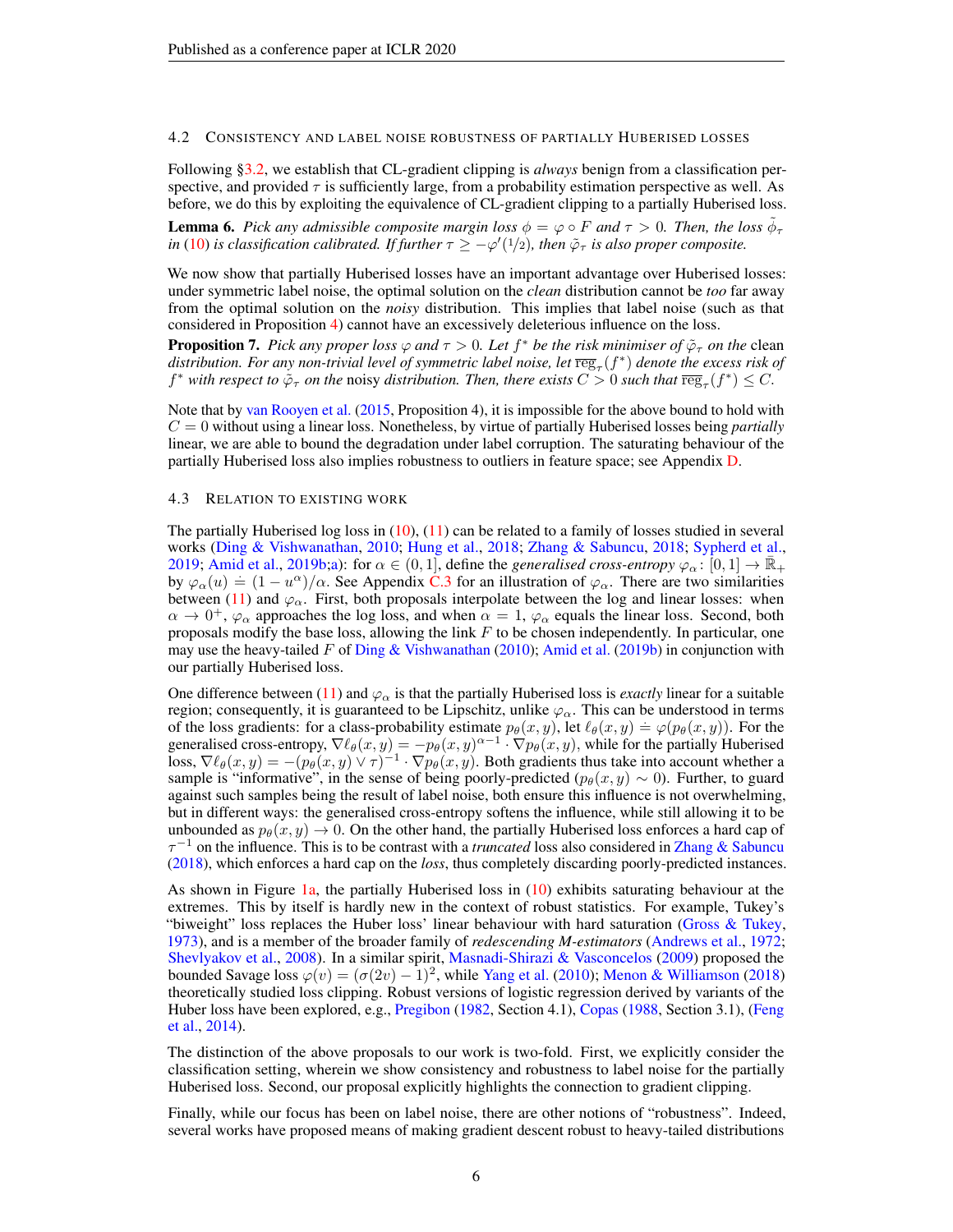### 4.2 Consistency and label noise robustness of partially Huberised losses

Following §3.2, we establish that CL-gradient clipping is *always* benign from a classification perspective, and provided $\tau$ is sufficiently large, from a probability estimation perspective as well. As before, we do this by exploiting the equivalence of CL-gradient clipping to a partially Huberised loss.

**Lemma 6.** *Pick any admissible composite margin loss $\phi = \varphi \circ F$ and $\tau > 0$. Then, the loss $\tilde{\phi}_\tau$ in (10) is classification calibrated. If further $\tau \geq -\varphi'(1/2)$, then $\tilde{\varphi}_\tau$ is also proper composite.*

We now show that partially Huberised losses have an important advantage over Huberised losses: under symmetric label noise, the optimal solution on the *clean* distribution cannot be *too* far away from the optimal solution on the *noisy* distribution. This implies that label noise (such as that considered in Proposition 4) cannot have an excessively deleterious influence on the loss.

**Proposition 7.** *Pick any proper loss $\varphi$ and $\tau > 0$. Let $f^*$ be the risk minimiser of $\tilde{\varphi}_\tau$ on the* clean *distribution. For any non-trivial level of symmetric label noise, let $\overline{\mathrm{reg}}_\tau(f^*)$ denote the excess risk of $f^*$ with respect to $\tilde{\varphi}_\tau$ on the* noisy *distribution. Then, there exists $C > 0$ such that $\overline{\mathrm{reg}}_\tau(f^*) \leq C$.*

Note that by van Rooyen et al. (2015, Proposition 4), it is impossible for the above bound to hold with $C = 0$ without using a linear loss. Nonetheless, by virtue of partially Huberised losses being *partially* linear, we are able to bound the degradation under label corruption. The saturating behaviour of the partially Huberised loss also implies robustness to outliers in feature space; see Appendix D.

### 4.3 Relation to existing work

The partially Huberised log loss in (10), (11) can be related to a family of losses studied in several works (Ding & Vishwanathan, 2010; Hung et al., 2018; Zhang & Sabuncu, 2018; Sypherd et al., 2019; Amid et al., 2019b;a): for $\alpha \in (0, 1]$, define the *generalised cross-entropy* $\varphi_\alpha \colon [0, 1] \to \bar{\mathbb{R}}_+$ by $\varphi_\alpha(u) \doteq (1 - u^\alpha)/\alpha$. See Appendix C.3 for an illustration of $\varphi_\alpha$. There are two similarities between (11) and $\varphi_\alpha$. First, both proposals interpolate between the log and linear losses: when $\alpha \to 0^+$, $\varphi_\alpha$ approaches the log loss, and when $\alpha = 1$, $\varphi_\alpha$ equals the linear loss. Second, both proposals modify the base loss, allowing the link $F$ to be chosen independently. In particular, one may use the heavy-tailed $F$ of Ding & Vishwanathan (2010); Amid et al. (2019b) in conjunction with our partially Huberised loss.

One difference between (11) and $\varphi_\alpha$ is that the partially Huberised loss is *exactly* linear for a suitable region; consequently, it is guaranteed to be Lipschitz, unlike $\varphi_\alpha$. This can be understood in terms of the loss gradients: for a class-probability estimate $p_\theta(x, y)$, let $\ell_\theta(x, y) \doteq \varphi(p_\theta(x, y))$. For the generalised cross-entropy, $\nabla \ell_\theta(x, y) = -p_\theta(x, y)^{\alpha - 1} \cdot \nabla p_\theta(x, y)$, while for the partially Huberised loss, $\nabla \ell_\theta(x, y) = -(p_\theta(x, y) \vee \tau)^{-1} \cdot \nabla p_\theta(x, y)$. Both gradients thus take into account whether a sample is "informative", in the sense of being poorly-predicted ($p_\theta(x, y) \sim 0$). Further, to guard against such samples being the result of label noise, both ensure this influence is not overwhelming, but in different ways: the generalised cross-entropy softens the influence, while still allowing it to be unbounded as $p_\theta(x, y) \to 0$. On the other hand, the partially Huberised loss enforces a hard cap of $\tau^{-1}$ on the influence. This is to be contrast with a *truncated* loss also considered in Zhang & Sabuncu (2018), which enforces a hard cap on the *loss*, thus completely discarding poorly-predicted instances.

As shown in Figure 1a, the partially Huberised loss in (10) exhibits saturating behaviour at the extremes. This by itself is hardly new in the context of robust statistics. For example, Tukey's "biweight" loss replaces the Huber loss' linear behaviour with hard saturation (Gross & Tukey, 1973), and is a member of the broader family of *redescending M-estimators* (Andrews et al., 1972; Shevlyakov et al., 2008). In a similar spirit, Masnadi-Shirazi & Vasconcelos (2009) proposed the bounded Savage loss $\varphi(v) = (\sigma(2v) - 1)^2$, while Yang et al. (2010); Menon & Williamson (2018) theoretically studied loss clipping. Robust versions of logistic regression derived by variants of the Huber loss have been explored, e.g., Pregibon (1982, Section 4.1), Copas (1988, Section 3.1), (Feng et al., 2014).

The distinction of the above proposals to our work is two-fold. First, we explicitly consider the classification setting, wherein we show consistency and robustness to label noise for the partially Huberised loss. Second, our proposal explicitly highlights the connection to gradient clipping.

Finally, while our focus has been on label noise, there are other notions of "robustness". Indeed, several works have proposed means of making gradient descent robust to heavy-tailed distributions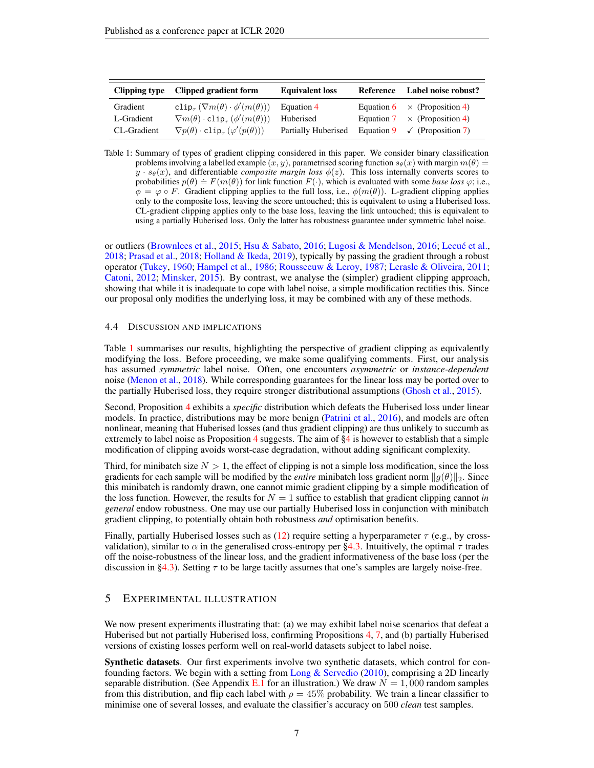| Clipping type | Clipped gradient form | Equivalent loss | Reference | Label noise robust? |
|---|---|---|---|---|
| Gradient | $\mathtt{clip}_\tau\left(\nabla m(\theta) \cdot \phi'(m(\theta))\right)$ | Equation 4 | Equation 6 | $\times$ (Proposition 4) |
| L-Gradient | $\nabla m(\theta) \cdot \mathtt{clip}_\tau\left(\phi'(m(\theta))\right)$ | Huberised | Equation 7 | $\times$ (Proposition 4) |
| CL-Gradient | $\nabla p(\theta) \cdot \mathtt{clip}_\tau\left(\varphi'(p(\theta))\right)$ | Partially Huberised | Equation 9 | ✓ (Proposition 7) |

Table 1: Summary of types of gradient clipping considered in this paper. We consider binary classification problems involving a labelled example $(x, y)$, parametrised scoring function $s_\theta(x)$ with margin $m(\theta) \doteq y \cdot s_\theta(x)$, and differentiable *composite margin loss* $\phi(z)$. This loss internally converts scores to probabilities $p(\theta) \doteq F(m(\theta))$ for link function $F(\cdot)$, which is evaluated with some *base loss* $\varphi$; i.e., $\phi = \varphi \circ F$. Gradient clipping applies to the full loss, i.e., $\phi(m(\theta))$. L-gradient clipping applies only to the composite loss, leaving the score untouched; this is equivalent to using a Huberised loss. CL-gradient clipping applies only to the base loss, leaving the link untouched; this is equivalent to using a partially Huberised loss. Only the latter has robustness guarantee under symmetric label noise.

or outliers (Brownlees et al., 2015; Hsu & Sabato, 2016; Lugosi & Mendelson, 2016; Lecué et al., 2018; Prasad et al., 2018; Holland & Ikeda, 2019), typically by passing the gradient through a robust operator (Tukey, 1960; Hampel et al., 1986; Rousseeuw & Leroy, 1987; Lerasle & Oliveira, 2011; Catoni, 2012; Minsker, 2015). By contrast, we analyse the (simpler) gradient clipping approach, showing that while it is inadequate to cope with label noise, a simple modification rectifies this. Since our proposal only modifies the underlying loss, it may be combined with any of these methods.

### 4.4 Discussion and Implications

Table 1 summarises our results, highlighting the perspective of gradient clipping as equivalently modifying the loss. Before proceeding, we make some qualifying comments. First, our analysis has assumed *symmetric* label noise. Often, one encounters *asymmetric* or *instance-dependent* noise (Menon et al., 2018). While corresponding guarantees for the linear loss may be ported over to the partially Huberised loss, they require stronger distributional assumptions (Ghosh et al., 2015).

Second, Proposition 4 exhibits a *specific* distribution which defeats the Huberised loss under linear models. In practice, distributions may be more benign (Patrini et al., 2016), and models are often nonlinear, meaning that Huberised losses (and thus gradient clipping) are thus unlikely to succumb as extremely to label noise as Proposition 4 suggests. The aim of §4 is however to establish that a simple modification of clipping avoids worst-case degradation, without adding significant complexity.

Third, for minibatch size $N > 1$, the effect of clipping is not a simple loss modification, since the loss gradients for each sample will be modified by the *entire* minibatch loss gradient norm $\|g(\theta)\|_2$. Since this minibatch is randomly drawn, one cannot mimic gradient clipping by a simple modification of the loss function. However, the results for $N = 1$ suffice to establish that gradient clipping cannot *in general* endow robustness. One may use our partially Huberised loss in conjunction with minibatch gradient clipping, to potentially obtain both robustness *and* optimisation benefits.

Finally, partially Huberised losses such as (12) require setting a hyperparameter $\tau$ (e.g., by cross-validation), similar to $\alpha$ in the generalised cross-entropy per §4.3. Intuitively, the optimal $\tau$ trades off the noise-robustness of the linear loss, and the gradient informativeness of the base loss (per the discussion in §4.3). Setting $\tau$ to be large tacitly assumes that one's samples are largely noise-free.

## 5 Experimental Illustration

We now present experiments illustrating that: (a) we may exhibit label noise scenarios that defeat a Huberised but not partially Huberised loss, confirming Propositions 4, 7, and (b) partially Huberised versions of existing losses perform well on real-world datasets subject to label noise.

**Synthetic datasets**. Our first experiments involve two synthetic datasets, which control for confounding factors. We begin with a setting from Long & Servedio (2010), comprising a 2D linearly separable distribution. (See Appendix E.1 for an illustration.) We draw $N = 1,000$ random samples from this distribution, and flip each label with $\rho = 45\%$ probability. We train a linear classifier to minimise one of several losses, and evaluate the classifier's accuracy on 500 *clean* test samples.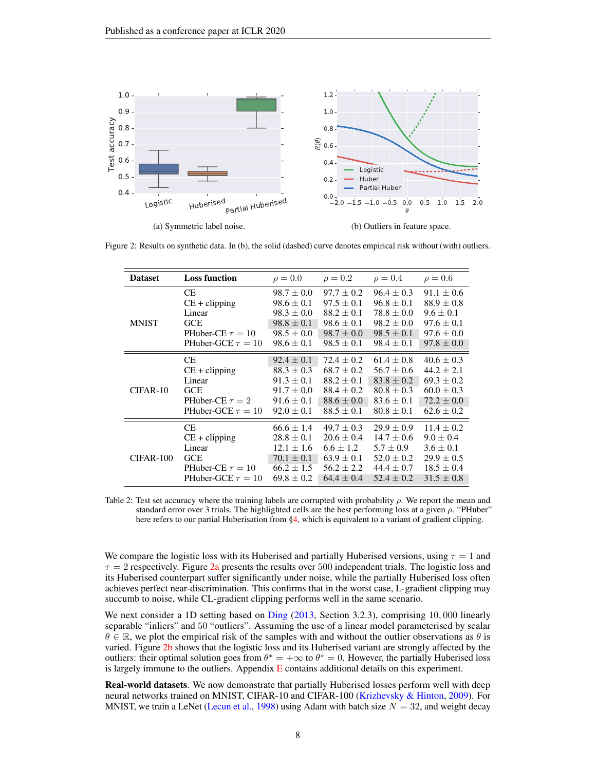(a) Symmetric label noise.

(b) Outliers in feature space.

Figure 2: Results on synthetic data. In (b), the solid (dashed) curve denotes empirical risk without (with) outliers.

| Dataset | Loss function | $\rho = 0.0$ | $\rho = 0.2$ | $\rho = 0.4$ | $\rho = 0.6$ |
|---|---|---|---|---|---|
| MNIST | CE | $98.7 \pm 0.0$ | $97.7 \pm 0.2$ | $96.4 \pm 0.3$ | $91.1 \pm 0.6$ |
| | CE + clipping | $98.6 \pm 0.1$ | $97.5 \pm 0.1$ | $96.8 \pm 0.1$ | $88.9 \pm 0.8$ |
| | Linear | $98.3 \pm 0.0$ | $88.2 \pm 0.1$ | $78.8 \pm 0.0$ | $9.6 \pm 0.1$ |
| | GCE | $98.8 \pm 0.1$ | $98.6 \pm 0.1$ | $98.2 \pm 0.0$ | $97.6 \pm 0.1$ |
| | PHuber-CE $\tau = 10$ | $98.5 \pm 0.0$ | $98.7 \pm 0.0$ | $98.5 \pm 0.1$ | $97.6 \pm 0.0$ |
| | PHuber-GCE $\tau = 10$ | $98.6 \pm 0.1$ | $98.5 \pm 0.1$ | $98.4 \pm 0.1$ | $97.8 \pm 0.0$ |
| CIFAR-10 | CE | $92.4 \pm 0.1$ | $72.4 \pm 0.2$ | $61.4 \pm 0.8$ | $40.6 \pm 0.3$ |
| | CE + clipping | $88.3 \pm 0.3$ | $68.7 \pm 0.2$ | $56.7 \pm 0.6$ | $44.2 \pm 2.1$ |
| | Linear | $91.3 \pm 0.1$ | $88.2 \pm 0.1$ | $83.8 \pm 0.2$ | $69.3 \pm 0.2$ |
| | GCE | $91.7 \pm 0.0$ | $88.4 \pm 0.2$ | $80.8 \pm 0.3$ | $60.0 \pm 0.3$ |
| | PHuber-CE $\tau = 2$ | $91.6 \pm 0.1$ | $88.6 \pm 0.0$ | $83.6 \pm 0.1$ | $72.2 \pm 0.0$ |
| | PHuber-GCE $\tau = 10$ | $92.0 \pm 0.1$ | $88.5 \pm 0.1$ | $80.8 \pm 0.1$ | $62.6 \pm 0.2$ |
| CIFAR-100 | CE | $66.6 \pm 1.4$ | $49.7 \pm 0.3$ | $29.9 \pm 0.9$ | $11.4 \pm 0.2$ |
| | CE + clipping | $28.8 \pm 0.1$ | $20.6 \pm 0.4$ | $14.7 \pm 0.6$ | $9.0 \pm 0.4$ |
| | Linear | $12.1 \pm 1.6$ | $6.6 \pm 1.2$ | $5.7 \pm 0.9$ | $3.6 \pm 0.1$ |
| | GCE | $70.1 \pm 0.1$ | $63.9 \pm 0.1$ | $52.0 \pm 0.2$ | $29.9 \pm 0.5$ |
| | PHuber-CE $\tau = 10$ | $66.2 \pm 1.5$ | $56.2 \pm 2.2$ | $44.4 \pm 0.7$ | $18.5 \pm 0.4$ |
| | PHuber-GCE $\tau = 10$ | $69.8 \pm 0.2$ | $64.4 \pm 0.4$ | $52.4 \pm 0.2$ | $31.5 \pm 0.8$ |

Table 2: Test set accuracy where the training labels are corrupted with probability $\rho$. We report the mean and standard error over 3 trials. The highlighted cells are the best performing loss at a given $\rho$. "PHuber" here refers to our partial Huberisation from §4, which is equivalent to a variant of gradient clipping.

We compare the logistic loss with its Huberised and partially Huberised versions, using $\tau = 1$ and $\tau = 2$ respectively. Figure 2a presents the results over 500 independent trials. The logistic loss and its Huberised counterpart suffer significantly under noise, while the partially Huberised loss often achieves perfect near-discrimination. This confirms that in the worst case, L-gradient clipping may succumb to noise, while CL-gradient clipping performs well in the same scenario.

We next consider a 1D setting based on Ding (2013, Section 3.2.3), comprising 10,000 linearly separable "inliers" and 50 "outliers". Assuming the use of a linear model parameterised by scalar $\theta \in \mathbb{R}$, we plot the empirical risk of the samples with and without the outlier observations as $\theta$ is varied. Figure 2b shows that the logistic loss and its Huberised variant are strongly affected by the outliers: their optimal solution goes from $\theta^* = +\infty$ to $\theta^* = 0$. However, the partially Huberised loss is largely immune to the outliers. Appendix E contains additional details on this experiment.

**Real-world datasets**. We now demonstrate that partially Huberised losses perform well with deep neural networks trained on MNIST, CIFAR-10 and CIFAR-100 (Krizhevsky & Hinton, 2009). For MNIST, we train a LeNet (Lecun et al., 1998) using Adam with batch size $N = 32$, and weight decay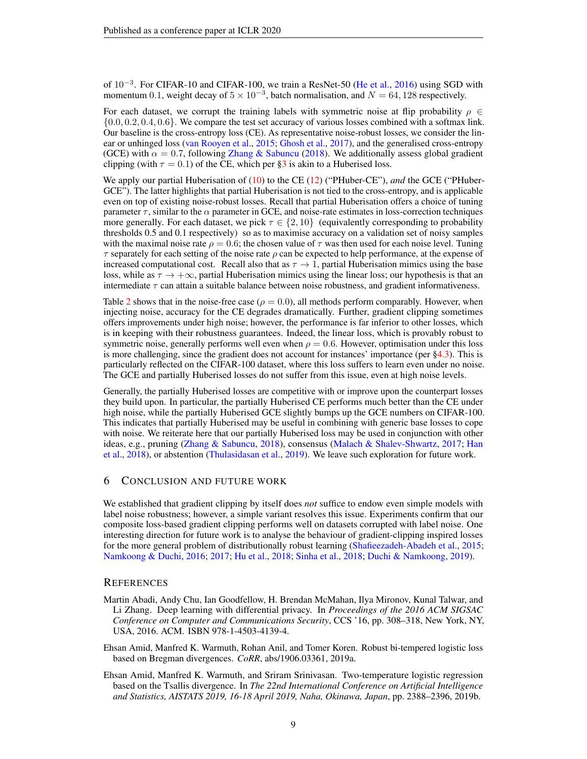of $10^{-3}$. For CIFAR-10 and CIFAR-100, we train a ResNet-50 (He et al., 2016) using SGD with momentum 0.1, weight decay of $5 \times 10^{-3}$, batch normalisation, and $N = 64, 128$ respectively.

For each dataset, we corrupt the training labels with symmetric noise at flip probability $\rho \in \{0.0, 0.2, 0.4, 0.6\}$. We compare the test set accuracy of various losses combined with a softmax link. Our baseline is the cross-entropy loss (CE). As representative noise-robust losses, we consider the linear or unhinged loss (van Rooyen et al., 2015; Ghosh et al., 2017), and the generalised cross-entropy (GCE) with $\alpha = 0.7$, following Zhang & Sabuncu (2018). We additionally assess global gradient clipping (with $\tau = 0.1$) of the CE, which per §3 is akin to a Huberised loss.

We apply our partial Huberisation of (10) to the CE (12) ("PHuber-CE"), *and* the GCE ("PHuber-GCE"). The latter highlights that partial Huberisation is not tied to the cross-entropy, and is applicable even on top of existing noise-robust losses. Recall that partial Huberisation offers a choice of tuning parameter $\tau$, similar to the $\alpha$ parameter in GCE, and noise-rate estimates in loss-correction techniques more generally. For each dataset, we pick $\tau \in \{2, 10\}$ (equivalently corresponding to probability thresholds 0.5 and 0.1 respectively) so as to maximise accuracy on a validation set of noisy samples with the maximal noise rate $\rho = 0.6$; the chosen value of $\tau$ was then used for each noise level. Tuning $\tau$ separately for each setting of the noise rate $\rho$ can be expected to help performance, at the expense of increased computational cost. Recall also that as $\tau \to 1$, partial Huberisation mimics using the base loss, while as $\tau \to +\infty$, partial Huberisation mimics using the linear loss; our hypothesis is that an intermediate $\tau$ can attain a suitable balance between noise robustness, and gradient informativeness.

Table 2 shows that in the noise-free case ($\rho = 0.0$), all methods perform comparably. However, when injecting noise, accuracy for the CE degrades dramatically. Further, gradient clipping sometimes offers improvements under high noise; however, the performance is far inferior to other losses, which is in keeping with their robustness guarantees. Indeed, the linear loss, which is provably robust to symmetric noise, generally performs well even when $\rho = 0.6$. However, optimisation under this loss is more challenging, since the gradient does not account for instances' importance (per §4.3). This is particularly reflected on the CIFAR-100 dataset, where this loss suffers to learn even under no noise. The GCE and partially Huberised losses do not suffer from this issue, even at high noise levels.

Generally, the partially Huberised losses are competitive with or improve upon the counterpart losses they build upon. In particular, the partially Huberised CE performs much better than the CE under high noise, while the partially Huberised GCE slightly bumps up the GCE numbers on CIFAR-100. This indicates that partially Huberised may be useful in combining with generic base losses to cope with noise. We reiterate here that our partially Huberised loss may be used in conjunction with other ideas, e.g., pruning (Zhang & Sabuncu, 2018), consensus (Malach & Shalev-Shwartz, 2017; Han et al., 2018), or abstention (Thulasidasan et al., 2019). We leave such exploration for future work.

## 6 Conclusion and Future Work

We established that gradient clipping by itself does *not* suffice to endow even simple models with label noise robustness; however, a simple variant resolves this issue. Experiments confirm that our composite loss-based gradient clipping performs well on datasets corrupted with label noise. One interesting direction for future work is to analyse the behaviour of gradient-clipping inspired losses for the more general problem of distributionally robust learning (Shafieezadeh-Abadeh et al., 2015; Namkoong & Duchi, 2016; 2017; Hu et al., 2018; Sinha et al., 2018; Duchi & Namkoong, 2019).

## References

Martin Abadi, Andy Chu, Ian Goodfellow, H. Brendan McMahan, Ilya Mironov, Kunal Talwar, and Li Zhang. Deep learning with differential privacy. In *Proceedings of the 2016 ACM SIGSAC Conference on Computer and Communications Security*, CCS '16, pp. 308–318, New York, NY, USA, 2016. ACM. ISBN 978-1-4503-4139-4.

Ehsan Amid, Manfred K. Warmuth, Rohan Anil, and Tomer Koren. Robust bi-tempered logistic loss based on Bregman divergences. *CoRR*, abs/1906.03361, 2019a.

Ehsan Amid, Manfred K. Warmuth, and Sriram Srinivasan. Two-temperature logistic regression based on the Tsallis divergence. In *The 22nd International Conference on Artificial Intelligence and Statistics, AISTATS 2019, 16-18 April 2019, Naha, Okinawa, Japan*, pp. 2388–2396, 2019b.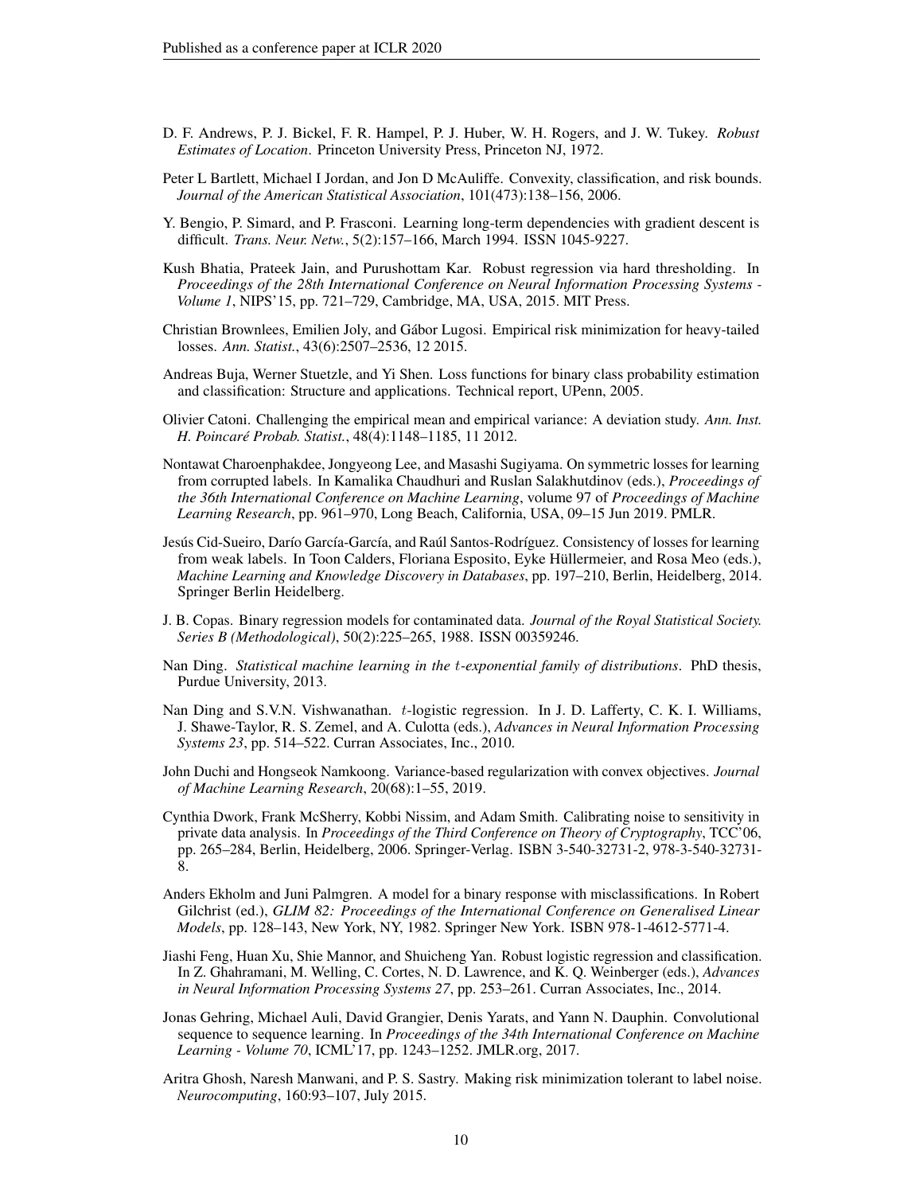D. F. Andrews, P. J. Bickel, F. R. Hampel, P. J. Huber, W. H. Rogers, and J. W. Tukey. *Robust Estimates of Location*. Princeton University Press, Princeton NJ, 1972.

Peter L Bartlett, Michael I Jordan, and Jon D McAuliffe. Convexity, classification, and risk bounds. *Journal of the American Statistical Association*, 101(473):138–156, 2006.

Y. Bengio, P. Simard, and P. Frasconi. Learning long-term dependencies with gradient descent is difficult. *Trans. Neur. Netw.*, 5(2):157–166, March 1994. ISSN 1045-9227.

Kush Bhatia, Prateek Jain, and Purushottam Kar. Robust regression via hard thresholding. In *Proceedings of the 28th International Conference on Neural Information Processing Systems - Volume 1*, NIPS'15, pp. 721–729, Cambridge, MA, USA, 2015. MIT Press.

Christian Brownlees, Emilien Joly, and Gábor Lugosi. Empirical risk minimization for heavy-tailed losses. *Ann. Statist.*, 43(6):2507–2536, 12 2015.

Andreas Buja, Werner Stuetzle, and Yi Shen. Loss functions for binary class probability estimation and classification: Structure and applications. Technical report, UPenn, 2005.

Olivier Catoni. Challenging the empirical mean and empirical variance: A deviation study. *Ann. Inst. H. Poincaré Probab. Statist.*, 48(4):1148–1185, 11 2012.

Nontawat Charoenphakdee, Jongyeong Lee, and Masashi Sugiyama. On symmetric losses for learning from corrupted labels. In Kamalika Chaudhuri and Ruslan Salakhutdinov (eds.), *Proceedings of the 36th International Conference on Machine Learning*, volume 97 of *Proceedings of Machine Learning Research*, pp. 961–970, Long Beach, California, USA, 09–15 Jun 2019. PMLR.

Jesús Cid-Sueiro, Darío García-García, and Raúl Santos-Rodríguez. Consistency of losses for learning from weak labels. In Toon Calders, Floriana Esposito, Eyke Hüllermeier, and Rosa Meo (eds.), *Machine Learning and Knowledge Discovery in Databases*, pp. 197–210, Berlin, Heidelberg, 2014. Springer Berlin Heidelberg.

J. B. Copas. Binary regression models for contaminated data. *Journal of the Royal Statistical Society. Series B (Methodological)*, 50(2):225–265, 1988. ISSN 00359246.

Nan Ding. *Statistical machine learning in the $t$-exponential family of distributions*. PhD thesis, Purdue University, 2013.

Nan Ding and S.V.N. Vishwanathan. $t$-logistic regression. In J. D. Lafferty, C. K. I. Williams, J. Shawe-Taylor, R. S. Zemel, and A. Culotta (eds.), *Advances in Neural Information Processing Systems 23*, pp. 514–522. Curran Associates, Inc., 2010.

John Duchi and Hongseok Namkoong. Variance-based regularization with convex objectives. *Journal of Machine Learning Research*, 20(68):1–55, 2019.

Cynthia Dwork, Frank McSherry, Kobbi Nissim, and Adam Smith. Calibrating noise to sensitivity in private data analysis. In *Proceedings of the Third Conference on Theory of Cryptography*, TCC'06, pp. 265–284, Berlin, Heidelberg, 2006. Springer-Verlag. ISBN 3-540-32731-2, 978-3-540-32731-8.

Anders Ekholm and Juni Palmgren. A model for a binary response with misclassifications. In Robert Gilchrist (ed.), *GLIM 82: Proceedings of the International Conference on Generalised Linear Models*, pp. 128–143, New York, NY, 1982. Springer New York. ISBN 978-1-4612-5771-4.

Jiashi Feng, Huan Xu, Shie Mannor, and Shuicheng Yan. Robust logistic regression and classification. In Z. Ghahramani, M. Welling, C. Cortes, N. D. Lawrence, and K. Q. Weinberger (eds.), *Advances in Neural Information Processing Systems 27*, pp. 253–261. Curran Associates, Inc., 2014.

Jonas Gehring, Michael Auli, David Grangier, Denis Yarats, and Yann N. Dauphin. Convolutional sequence to sequence learning. In *Proceedings of the 34th International Conference on Machine Learning - Volume 70*, ICML'17, pp. 1243–1252. JMLR.org, 2017.

Aritra Ghosh, Naresh Manwani, and P. S. Sastry. Making risk minimization tolerant to label noise. *Neurocomputing*, 160:93–107, July 2015.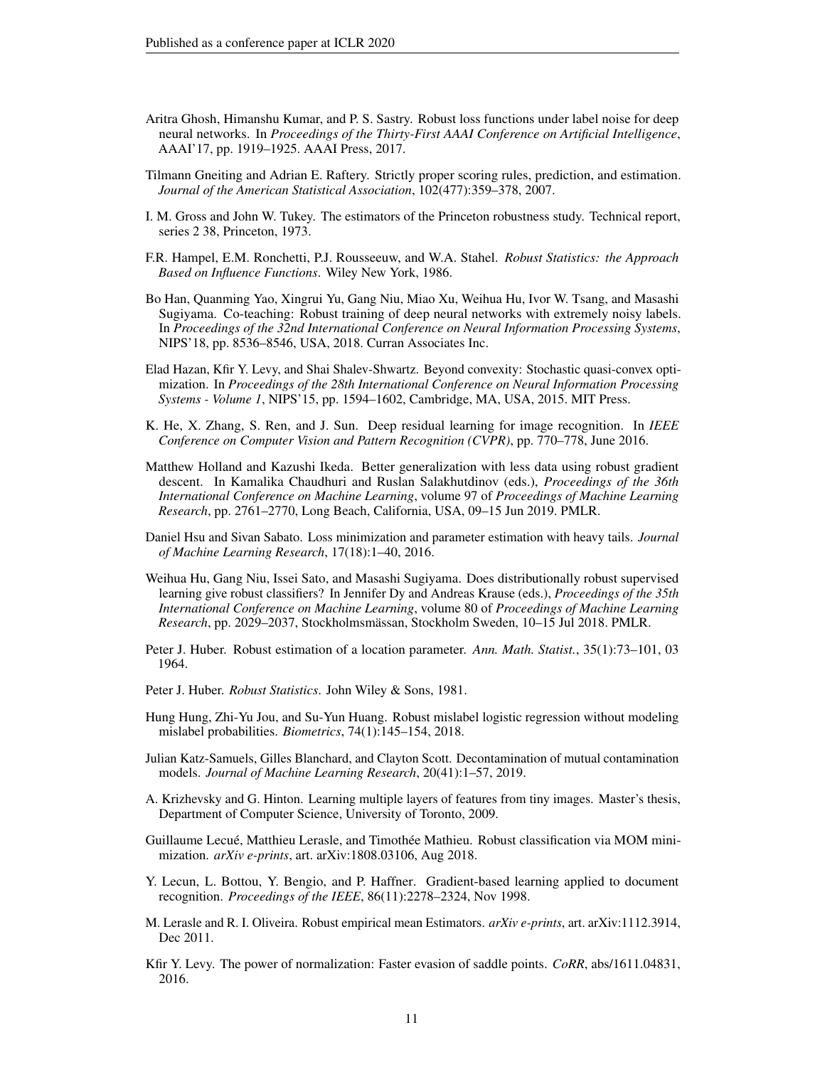Aritra Ghosh, Himanshu Kumar, and P. S. Sastry. Robust loss functions under label noise for deep neural networks. In *Proceedings of the Thirty-First AAAI Conference on Artificial Intelligence*, AAAI'17, pp. 1919–1925. AAAI Press, 2017.

Tilmann Gneiting and Adrian E. Raftery. Strictly proper scoring rules, prediction, and estimation. *Journal of the American Statistical Association*, 102(477):359–378, 2007.

I. M. Gross and John W. Tukey. The estimators of the Princeton robustness study. Technical report, series 2 38, Princeton, 1973.

F.R. Hampel, E.M. Ronchetti, P.J. Rousseeuw, and W.A. Stahel. *Robust Statistics: the Approach Based on Influence Functions*. Wiley New York, 1986.

Bo Han, Quanming Yao, Xingrui Yu, Gang Niu, Miao Xu, Weihua Hu, Ivor W. Tsang, and Masashi Sugiyama. Co-teaching: Robust training of deep neural networks with extremely noisy labels. In *Proceedings of the 32nd International Conference on Neural Information Processing Systems*, NIPS'18, pp. 8536–8546, USA, 2018. Curran Associates Inc.

Elad Hazan, Kfir Y. Levy, and Shai Shalev-Shwartz. Beyond convexity: Stochastic quasi-convex optimization. In *Proceedings of the 28th International Conference on Neural Information Processing Systems - Volume 1*, NIPS'15, pp. 1594–1602, Cambridge, MA, USA, 2015. MIT Press.

K. He, X. Zhang, S. Ren, and J. Sun. Deep residual learning for image recognition. In *IEEE Conference on Computer Vision and Pattern Recognition (CVPR)*, pp. 770–778, June 2016.

Matthew Holland and Kazushi Ikeda. Better generalization with less data using robust gradient descent. In Kamalika Chaudhuri and Ruslan Salakhutdinov (eds.), *Proceedings of the 36th International Conference on Machine Learning*, volume 97 of *Proceedings of Machine Learning Research*, pp. 2761–2770, Long Beach, California, USA, 09–15 Jun 2019. PMLR.

Daniel Hsu and Sivan Sabato. Loss minimization and parameter estimation with heavy tails. *Journal of Machine Learning Research*, 17(18):1–40, 2016.

Weihua Hu, Gang Niu, Issei Sato, and Masashi Sugiyama. Does distributionally robust supervised learning give robust classifiers? In Jennifer Dy and Andreas Krause (eds.), *Proceedings of the 35th International Conference on Machine Learning*, volume 80 of *Proceedings of Machine Learning Research*, pp. 2029–2037, Stockholmsmässan, Stockholm Sweden, 10–15 Jul 2018. PMLR.

Peter J. Huber. Robust estimation of a location parameter. *Ann. Math. Statist.*, 35(1):73–101, 03 1964.

Peter J. Huber. *Robust Statistics*. John Wiley & Sons, 1981.

Hung Hung, Zhi-Yu Jou, and Su-Yun Huang. Robust mislabel logistic regression without modeling mislabel probabilities. *Biometrics*, 74(1):145–154, 2018.

Julian Katz-Samuels, Gilles Blanchard, and Clayton Scott. Decontamination of mutual contamination models. *Journal of Machine Learning Research*, 20(41):1–57, 2019.

A. Krizhevsky and G. Hinton. Learning multiple layers of features from tiny images. Master's thesis, Department of Computer Science, University of Toronto, 2009.

Guillaume Lecué, Matthieu Lerasle, and Timothée Mathieu. Robust classification via MOM minimization. *arXiv e-prints*, art. arXiv:1808.03106, Aug 2018.

Y. Lecun, L. Bottou, Y. Bengio, and P. Haffner. Gradient-based learning applied to document recognition. *Proceedings of the IEEE*, 86(11):2278–2324, Nov 1998.

M. Lerasle and R. I. Oliveira. Robust empirical mean Estimators. *arXiv e-prints*, art. arXiv:1112.3914, Dec 2011.

Kfir Y. Levy. The power of normalization: Faster evasion of saddle points. *CoRR*, abs/1611.04831, 2016.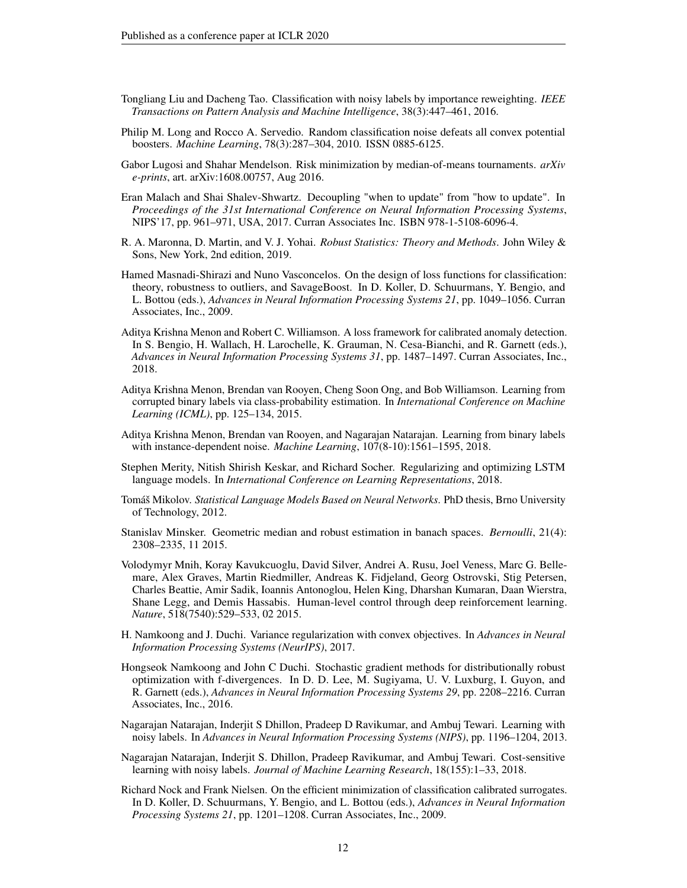Tongliang Liu and Dacheng Tao. Classification with noisy labels by importance reweighting. *IEEE Transactions on Pattern Analysis and Machine Intelligence*, 38(3):447–461, 2016.

Philip M. Long and Rocco A. Servedio. Random classification noise defeats all convex potential boosters. *Machine Learning*, 78(3):287–304, 2010. ISSN 0885-6125.

Gabor Lugosi and Shahar Mendelson. Risk minimization by median-of-means tournaments. *arXiv e-prints*, art. arXiv:1608.00757, Aug 2016.

Eran Malach and Shai Shalev-Shwartz. Decoupling "when to update" from "how to update". In *Proceedings of the 31st International Conference on Neural Information Processing Systems*, NIPS'17, pp. 961–971, USA, 2017. Curran Associates Inc. ISBN 978-1-5108-6096-4.

R. A. Maronna, D. Martin, and V. J. Yohai. *Robust Statistics: Theory and Methods*. John Wiley & Sons, New York, 2nd edition, 2019.

Hamed Masnadi-Shirazi and Nuno Vasconcelos. On the design of loss functions for classification: theory, robustness to outliers, and SavageBoost. In D. Koller, D. Schuurmans, Y. Bengio, and L. Bottou (eds.), *Advances in Neural Information Processing Systems 21*, pp. 1049–1056. Curran Associates, Inc., 2009.

Aditya Krishna Menon and Robert C. Williamson. A loss framework for calibrated anomaly detection. In S. Bengio, H. Wallach, H. Larochelle, K. Grauman, N. Cesa-Bianchi, and R. Garnett (eds.), *Advances in Neural Information Processing Systems 31*, pp. 1487–1497. Curran Associates, Inc., 2018.

Aditya Krishna Menon, Brendan van Rooyen, Cheng Soon Ong, and Bob Williamson. Learning from corrupted binary labels via class-probability estimation. In *International Conference on Machine Learning (ICML)*, pp. 125–134, 2015.

Aditya Krishna Menon, Brendan van Rooyen, and Nagarajan Natarajan. Learning from binary labels with instance-dependent noise. *Machine Learning*, 107(8-10):1561–1595, 2018.

Stephen Merity, Nitish Shirish Keskar, and Richard Socher. Regularizing and optimizing LSTM language models. In *International Conference on Learning Representations*, 2018.

Tomáš Mikolov. *Statistical Language Models Based on Neural Networks*. PhD thesis, Brno University of Technology, 2012.

Stanislav Minsker. Geometric median and robust estimation in banach spaces. *Bernoulli*, 21(4): 2308–2335, 11 2015.

Volodymyr Mnih, Koray Kavukcuoglu, David Silver, Andrei A. Rusu, Joel Veness, Marc G. Bellemare, Alex Graves, Martin Riedmiller, Andreas K. Fidjeland, Georg Ostrovski, Stig Petersen, Charles Beattie, Amir Sadik, Ioannis Antonoglou, Helen King, Dharshan Kumaran, Daan Wierstra, Shane Legg, and Demis Hassabis. Human-level control through deep reinforcement learning. *Nature*, 518(7540):529–533, 02 2015.

H. Namkoong and J. Duchi. Variance regularization with convex objectives. In *Advances in Neural Information Processing Systems (NeurIPS)*, 2017.

Hongseok Namkoong and John C Duchi. Stochastic gradient methods for distributionally robust optimization with f-divergences. In D. D. Lee, M. Sugiyama, U. V. Luxburg, I. Guyon, and R. Garnett (eds.), *Advances in Neural Information Processing Systems 29*, pp. 2208–2216. Curran Associates, Inc., 2016.

Nagarajan Natarajan, Inderjit S Dhillon, Pradeep D Ravikumar, and Ambuj Tewari. Learning with noisy labels. In *Advances in Neural Information Processing Systems (NIPS)*, pp. 1196–1204, 2013.

Nagarajan Natarajan, Inderjit S. Dhillon, Pradeep Ravikumar, and Ambuj Tewari. Cost-sensitive learning with noisy labels. *Journal of Machine Learning Research*, 18(155):1–33, 2018.

Richard Nock and Frank Nielsen. On the efficient minimization of classification calibrated surrogates. In D. Koller, D. Schuurmans, Y. Bengio, and L. Bottou (eds.), *Advances in Neural Information Processing Systems 21*, pp. 1201–1208. Curran Associates, Inc., 2009.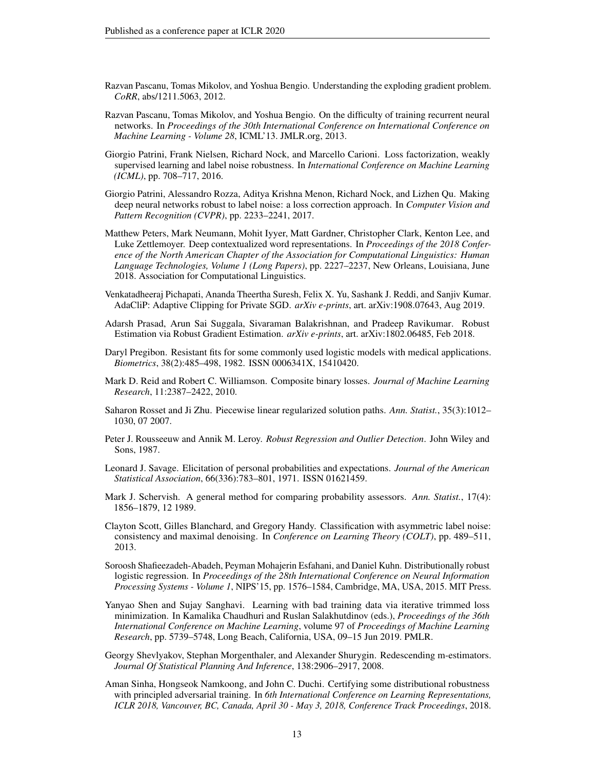Razvan Pascanu, Tomas Mikolov, and Yoshua Bengio. Understanding the exploding gradient problem. *CoRR*, abs/1211.5063, 2012.

Razvan Pascanu, Tomas Mikolov, and Yoshua Bengio. On the difficulty of training recurrent neural networks. In *Proceedings of the 30th International Conference on International Conference on Machine Learning - Volume 28*, ICML'13. JMLR.org, 2013.

Giorgio Patrini, Frank Nielsen, Richard Nock, and Marcello Carioni. Loss factorization, weakly supervised learning and label noise robustness. In *International Conference on Machine Learning (ICML)*, pp. 708–717, 2016.

Giorgio Patrini, Alessandro Rozza, Aditya Krishna Menon, Richard Nock, and Lizhen Qu. Making deep neural networks robust to label noise: a loss correction approach. In *Computer Vision and Pattern Recognition (CVPR)*, pp. 2233–2241, 2017.

Matthew Peters, Mark Neumann, Mohit Iyyer, Matt Gardner, Christopher Clark, Kenton Lee, and Luke Zettlemoyer. Deep contextualized word representations. In *Proceedings of the 2018 Conference of the North American Chapter of the Association for Computational Linguistics: Human Language Technologies, Volume 1 (Long Papers)*, pp. 2227–2237, New Orleans, Louisiana, June 2018. Association for Computational Linguistics.

Venkatadheeraj Pichapati, Ananda Theertha Suresh, Felix X. Yu, Sashank J. Reddi, and Sanjiv Kumar. AdaCliP: Adaptive Clipping for Private SGD. *arXiv e-prints*, art. arXiv:1908.07643, Aug 2019.

Adarsh Prasad, Arun Sai Suggala, Sivaraman Balakrishnan, and Pradeep Ravikumar. Robust Estimation via Robust Gradient Estimation. *arXiv e-prints*, art. arXiv:1802.06485, Feb 2018.

Daryl Pregibon. Resistant fits for some commonly used logistic models with medical applications. *Biometrics*, 38(2):485–498, 1982. ISSN 0006341X, 15410420.

Mark D. Reid and Robert C. Williamson. Composite binary losses. *Journal of Machine Learning Research*, 11:2387–2422, 2010.

Saharon Rosset and Ji Zhu. Piecewise linear regularized solution paths. *Ann. Statist.*, 35(3):1012–1030, 07 2007.

Peter J. Rousseeuw and Annik M. Leroy. *Robust Regression and Outlier Detection*. John Wiley and Sons, 1987.

Leonard J. Savage. Elicitation of personal probabilities and expectations. *Journal of the American Statistical Association*, 66(336):783–801, 1971. ISSN 01621459.

Mark J. Schervish. A general method for comparing probability assessors. *Ann. Statist.*, 17(4): 1856–1879, 12 1989.

Clayton Scott, Gilles Blanchard, and Gregory Handy. Classification with asymmetric label noise: consistency and maximal denoising. In *Conference on Learning Theory (COLT)*, pp. 489–511, 2013.

Soroosh Shafieezadeh-Abadeh, Peyman Mohajerin Esfahani, and Daniel Kuhn. Distributionally robust logistic regression. In *Proceedings of the 28th International Conference on Neural Information Processing Systems - Volume 1*, NIPS'15, pp. 1576–1584, Cambridge, MA, USA, 2015. MIT Press.

Yanyao Shen and Sujay Sanghavi. Learning with bad training data via iterative trimmed loss minimization. In Kamalika Chaudhuri and Ruslan Salakhutdinov (eds.), *Proceedings of the 36th International Conference on Machine Learning*, volume 97 of *Proceedings of Machine Learning Research*, pp. 5739–5748, Long Beach, California, USA, 09–15 Jun 2019. PMLR.

Georgy Shevlyakov, Stephan Morgenthaler, and Alexander Shurygin. Redescending m-estimators. *Journal Of Statistical Planning And Inference*, 138:2906–2917, 2008.

Aman Sinha, Hongseok Namkoong, and John C. Duchi. Certifying some distributional robustness with principled adversarial training. In *6th International Conference on Learning Representations, ICLR 2018, Vancouver, BC, Canada, April 30 - May 3, 2018, Conference Track Proceedings*, 2018.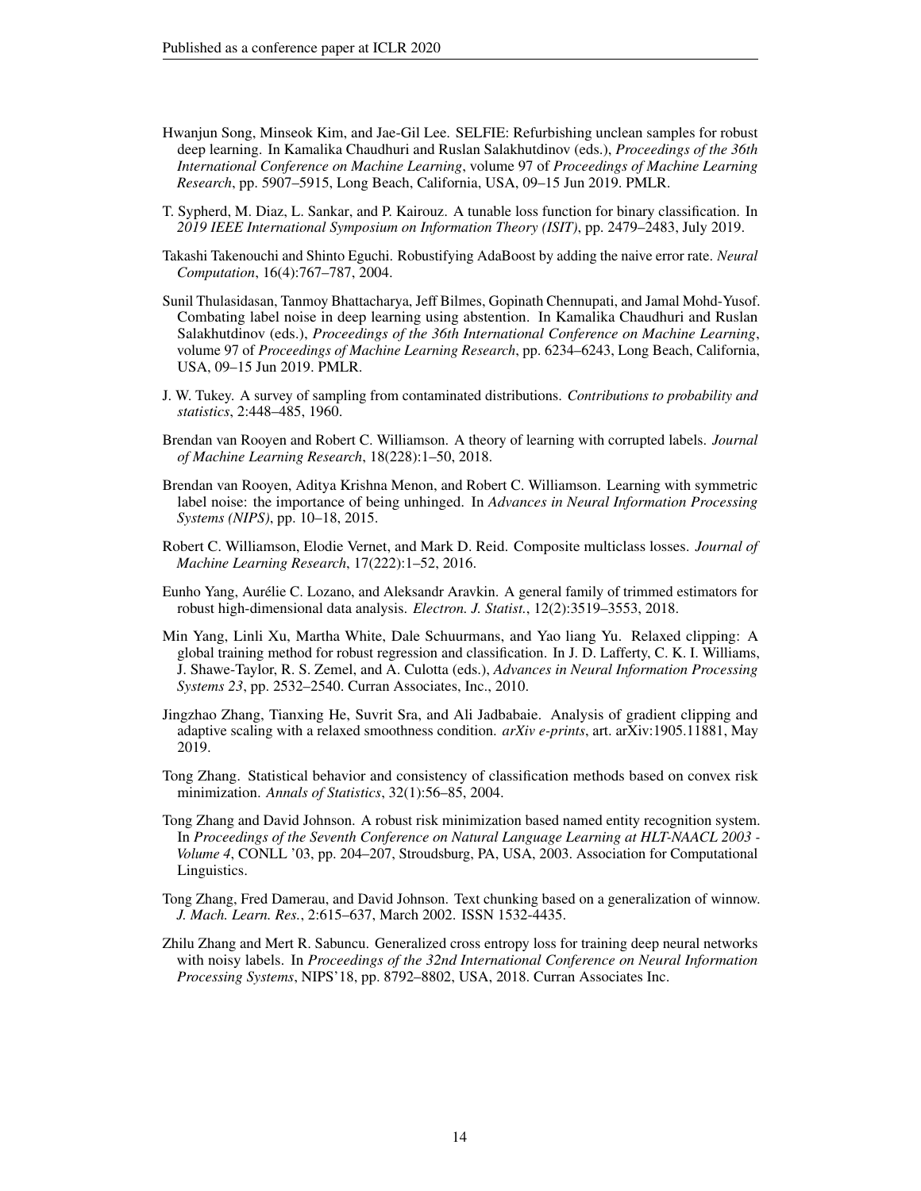Hwanjun Song, Minseok Kim, and Jae-Gil Lee. SELFIE: Refurbishing unclean samples for robust deep learning. In Kamalika Chaudhuri and Ruslan Salakhutdinov (eds.), *Proceedings of the 36th International Conference on Machine Learning*, volume 97 of *Proceedings of Machine Learning Research*, pp. 5907–5915, Long Beach, California, USA, 09–15 Jun 2019. PMLR.

T. Sypherd, M. Diaz, L. Sankar, and P. Kairouz. A tunable loss function for binary classification. In *2019 IEEE International Symposium on Information Theory (ISIT)*, pp. 2479–2483, July 2019.

Takashi Takenouchi and Shinto Eguchi. Robustifying AdaBoost by adding the naive error rate. *Neural Computation*, 16(4):767–787, 2004.

Sunil Thulasidasan, Tanmoy Bhattacharya, Jeff Bilmes, Gopinath Chennupati, and Jamal Mohd-Yusof. Combating label noise in deep learning using abstention. In Kamalika Chaudhuri and Ruslan Salakhutdinov (eds.), *Proceedings of the 36th International Conference on Machine Learning*, volume 97 of *Proceedings of Machine Learning Research*, pp. 6234–6243, Long Beach, California, USA, 09–15 Jun 2019. PMLR.

J. W. Tukey. A survey of sampling from contaminated distributions. *Contributions to probability and statistics*, 2:448–485, 1960.

Brendan van Rooyen and Robert C. Williamson. A theory of learning with corrupted labels. *Journal of Machine Learning Research*, 18(228):1–50, 2018.

Brendan van Rooyen, Aditya Krishna Menon, and Robert C. Williamson. Learning with symmetric label noise: the importance of being unhinged. In *Advances in Neural Information Processing Systems (NIPS)*, pp. 10–18, 2015.

Robert C. Williamson, Elodie Vernet, and Mark D. Reid. Composite multiclass losses. *Journal of Machine Learning Research*, 17(222):1–52, 2016.

Eunho Yang, Aurélie C. Lozano, and Aleksandr Aravkin. A general family of trimmed estimators for robust high-dimensional data analysis. *Electron. J. Statist.*, 12(2):3519–3553, 2018.

Min Yang, Linli Xu, Martha White, Dale Schuurmans, and Yao liang Yu. Relaxed clipping: A global training method for robust regression and classification. In J. D. Lafferty, C. K. I. Williams, J. Shawe-Taylor, R. S. Zemel, and A. Culotta (eds.), *Advances in Neural Information Processing Systems 23*, pp. 2532–2540. Curran Associates, Inc., 2010.

Jingzhao Zhang, Tianxing He, Suvrit Sra, and Ali Jadbabaie. Analysis of gradient clipping and adaptive scaling with a relaxed smoothness condition. *arXiv e-prints*, art. arXiv:1905.11881, May 2019.

Tong Zhang. Statistical behavior and consistency of classification methods based on convex risk minimization. *Annals of Statistics*, 32(1):56–85, 2004.

Tong Zhang and David Johnson. A robust risk minimization based named entity recognition system. In *Proceedings of the Seventh Conference on Natural Language Learning at HLT-NAACL 2003 - Volume 4*, CONLL '03, pp. 204–207, Stroudsburg, PA, USA, 2003. Association for Computational Linguistics.

Tong Zhang, Fred Damerau, and David Johnson. Text chunking based on a generalization of winnow. *J. Mach. Learn. Res.*, 2:615–637, March 2002. ISSN 1532-4435.

Zhilu Zhang and Mert R. Sabuncu. Generalized cross entropy loss for training deep neural networks with noisy labels. In *Proceedings of the 32nd International Conference on Neural Information Processing Systems*, NIPS'18, pp. 8792–8802, USA, 2018. Curran Associates Inc.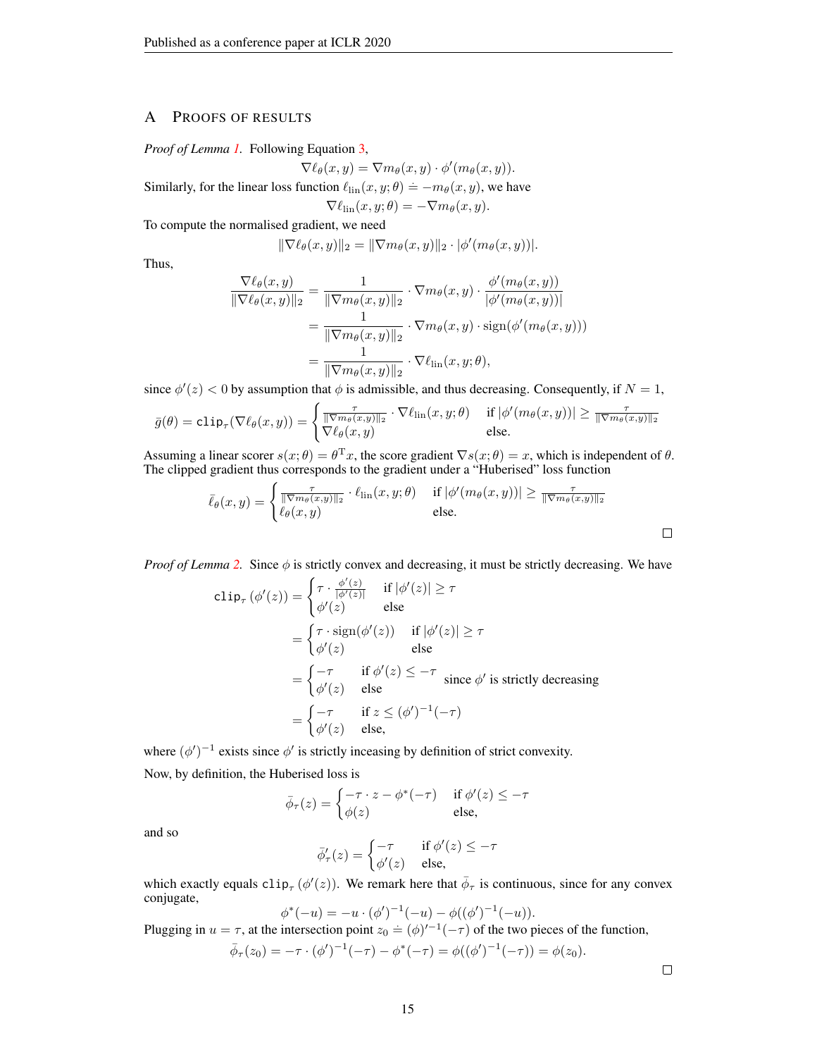# A Proofs of results

*Proof of Lemma 1.* Following Equation 3,

$$\nabla \ell_\theta(x, y) = \nabla m_\theta(x, y) \cdot \phi'(m_\theta(x, y)).$$

Similarly, for the linear loss function $\ell_{\rm lin}(x, y; \theta) \doteq -m_\theta(x, y)$, we have

$$\nabla \ell_{\rm lin}(x, y; \theta) = -\nabla m_\theta(x, y).$$

To compute the normalised gradient, we need

$$\|\nabla \ell_\theta(x, y)\|_2 = \|\nabla m_\theta(x, y)\|_2 \cdot |\phi'(m_\theta(x, y))|.$$

Thus,

$$\begin{aligned}
\frac{\nabla \ell_\theta(x, y)}{\|\nabla \ell_\theta(x, y)\|_2} &= \frac{1}{\|\nabla m_\theta(x, y)\|_2} \cdot \nabla m_\theta(x, y) \cdot \frac{\phi'(m_\theta(x, y))}{|\phi'(m_\theta(x, y))|} \\
&= \frac{1}{\|\nabla m_\theta(x, y)\|_2} \cdot \nabla m_\theta(x, y) \cdot \operatorname{sign}(\phi'(m_\theta(x, y))) \\
&= \frac{1}{\|\nabla m_\theta(x, y)\|_2} \cdot \nabla \ell_{\rm lin}(x, y; \theta),
\end{aligned}$$

since $\phi'(z) < 0$ by assumption that $\phi$ is admissible, and thus decreasing. Consequently, if $N = 1$,

$$\bar{g}(\theta) = \texttt{clip}_\tau(\nabla \ell_\theta(x, y)) = \begin{cases} \frac{\tau}{\|\nabla m_\theta(x,y)\|_2} \cdot \nabla \ell_{\rm lin}(x, y; \theta) & \text{if } |\phi'(m_\theta(x, y))| \geq \frac{\tau}{\|\nabla m_\theta(x,y)\|_2} \\ \nabla \ell_\theta(x, y) & \text{else.} \end{cases}$$

Assuming a linear scorer $s(x; \theta) = \theta^{\rm T} x$, the score gradient $\nabla s(x; \theta) = x$, which is independent of $\theta$. The clipped gradient thus corresponds to the gradient under a "Huberised" loss function

$$\bar{\ell}_\theta(x, y) = \begin{cases} \frac{\tau}{\|\nabla m_\theta(x,y)\|_2} \cdot \ell_{\rm lin}(x, y; \theta) & \text{if } |\phi'(m_\theta(x, y))| \geq \frac{\tau}{\|\nabla m_\theta(x,y)\|_2} \\ \ell_\theta(x, y) & \text{else.} \end{cases}$$

□

*Proof of Lemma 2.* Since $\phi$ is strictly convex and decreasing, it must be strictly decreasing. We have

$$\begin{aligned}
\texttt{clip}_\tau\left(\phi'(z)\right) &= \begin{cases} \tau \cdot \frac{\phi'(z)}{|\phi'(z)|} & \text{if } |\phi'(z)| \geq \tau \\ \phi'(z) & \text{else} \end{cases} \\
&= \begin{cases} \tau \cdot \operatorname{sign}(\phi'(z)) & \text{if } |\phi'(z)| \geq \tau \\ \phi'(z) & \text{else} \end{cases} \\
&= \begin{cases} -\tau & \text{if } \phi'(z) \leq -\tau \\ \phi'(z) & \text{else} \end{cases} \quad \text{since } \phi' \text{ is strictly decreasing} \\
&= \begin{cases} -\tau & \text{if } z \leq (\phi')^{-1}(-\tau) \\ \phi'(z) & \text{else,} \end{cases}
\end{aligned}$$

where $(\phi')^{-1}$ exists since $\phi'$ is strictly inceasing by definition of strict convexity.

Now, by definition, the Huberised loss is

$$\bar{\phi}_\tau(z) = \begin{cases} -\tau \cdot z - \phi^*(-\tau) & \text{if } \phi'(z) \leq -\tau \\ \phi(z) & \text{else,} \end{cases}$$

and so

$$\bar{\phi}'_\tau(z) = \begin{cases} -\tau & \text{if } \phi'(z) \leq -\tau \\ \phi'(z) & \text{else,} \end{cases}$$

which exactly equals $\texttt{clip}_\tau\left(\phi'(z)\right)$. We remark here that $\bar{\phi}_\tau$ is continuous, since for any convex conjugate,

$$\phi^*(-u) = -u \cdot (\phi')^{-1}(-u) - \phi((\phi')^{-1}(-u)).$$

Plugging in $u = \tau$, at the intersection point $z_0 \doteq (\phi)'^{-1}(-\tau)$ of the two pieces of the function,

$$\bar{\phi}_\tau(z_0) = -\tau \cdot (\phi')^{-1}(-\tau) - \phi^*(-\tau) = \phi((\phi')^{-1}(-\tau)) = \phi(z_0).$$

□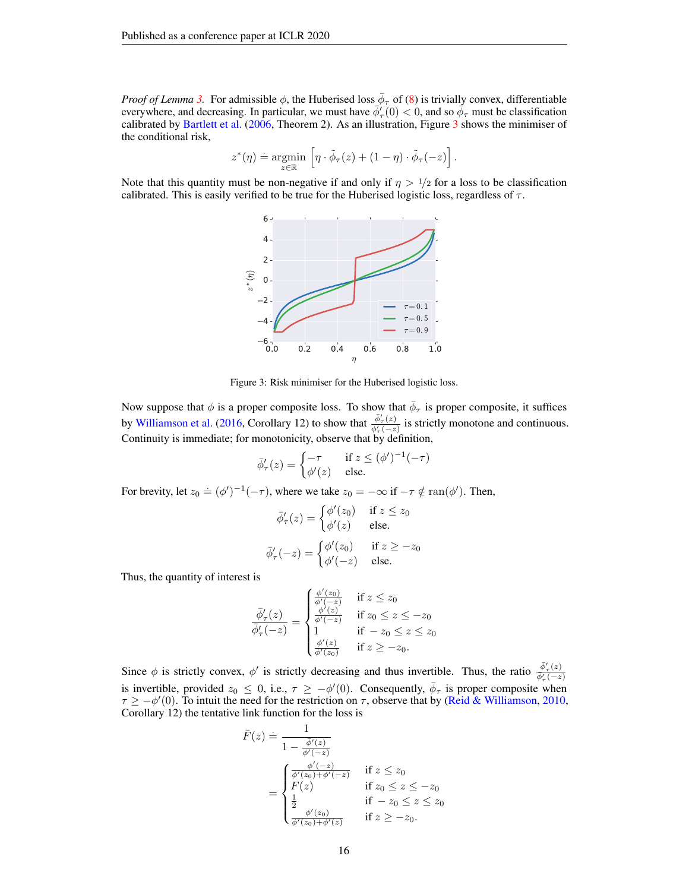*Proof of Lemma 3.* For admissible $\phi$, the Huberised loss $\bar{\phi}_\tau$ of (8) is trivially convex, differentiable everywhere, and decreasing. In particular, we must have $\bar{\phi}'_\tau(0) < 0$, and so $\bar{\phi}_\tau$ must be classification calibrated by Bartlett et al. (2006, Theorem 2). As an illustration, Figure 3 shows the minimiser of the conditional risk,

$$z^*(\eta) \doteq \underset{z \in \mathbb{R}}{\operatorname{argmin}} \left[ \eta \cdot \tilde{\phi}_\tau(z) + (1 - \eta) \cdot \tilde{\phi}_\tau(-z) \right].$$

Note that this quantity must be non-negative if and only if $\eta > 1/2$ for a loss to be classification calibrated. This is easily verified to be true for the Huberised logistic loss, regardless of $\tau$.

Figure 3: Risk minimiser for the Huberised logistic loss.

Now suppose that $\phi$ is a proper composite loss. To show that $\bar{\phi}_\tau$ is proper composite, it suffices by Williamson et al. (2016, Corollary 12) to show that $\frac{\bar{\phi}'_\tau(z)}{\bar{\phi}'_\tau(-z)}$ is strictly monotone and continuous. Continuity is immediate; for monotonicity, observe that by definition,

$$\bar{\phi}'_\tau(z) = \begin{cases} -\tau & \text{if } z \leq (\phi')^{-1}(-\tau) \\ \phi'(z) & \text{else.} \end{cases}$$

For brevity, let $z_0 \doteq (\phi')^{-1}(-\tau)$, where we take $z_0 = -\infty$ if $-\tau \notin \operatorname{ran}(\phi')$. Then,

$$\bar{\phi}'_\tau(z) = \begin{cases} \phi'(z_0) & \text{if } z \leq z_0 \\ \phi'(z) & \text{else.} \end{cases}$$

$$\bar{\phi}'_\tau(-z) = \begin{cases} \phi'(z_0) & \text{if } z \geq -z_0 \\ \phi'(-z) & \text{else.} \end{cases}$$

Thus, the quantity of interest is

$$\frac{\bar{\phi}'_\tau(z)}{\bar{\phi}'_\tau(-z)} = \begin{cases} \frac{\phi'(z_0)}{\phi'(-z)} & \text{if } z \leq z_0 \\ \frac{\phi'(z)}{\phi'(-z)} & \text{if } z_0 \leq z \leq -z_0 \\ 1 & \text{if } -z_0 \leq z \leq z_0 \\ \frac{\phi'(z)}{\phi'(z_0)} & \text{if } z \geq -z_0. \end{cases}$$

Since $\phi$ is strictly convex, $\phi'$ is strictly decreasing and thus invertible. Thus, the ratio $\frac{\bar{\phi}'_\tau(z)}{\bar{\phi}'_\tau(-z)}$ is invertible, provided $z_0 \leq 0$, i.e., $\tau \geq -\phi'(0)$. Consequently, $\bar{\phi}_\tau$ is proper composite when $\tau \geq -\phi'(0)$. To intuit the need for the restriction on $\tau$, observe that by (Reid & Williamson, 2010, Corollary 12) the tentative link function for the loss is

$$\begin{aligned} \bar{F}(z) &\doteq \frac{1}{1 - \frac{\bar{\phi}'(z)}{\bar{\phi}'(-z)}} \\ &= \begin{cases} \frac{\phi'(-z)}{\phi'(z_0) + \phi'(-z)} & \text{if } z \leq z_0 \\ F(z) & \text{if } z_0 \leq z \leq -z_0 \\ \frac{1}{2} & \text{if } -z_0 \leq z \leq z_0 \\ \frac{\phi'(z_0)}{\phi'(z_0) + \phi'(z)} & \text{if } z \geq -z_0. \end{cases} \end{aligned}$$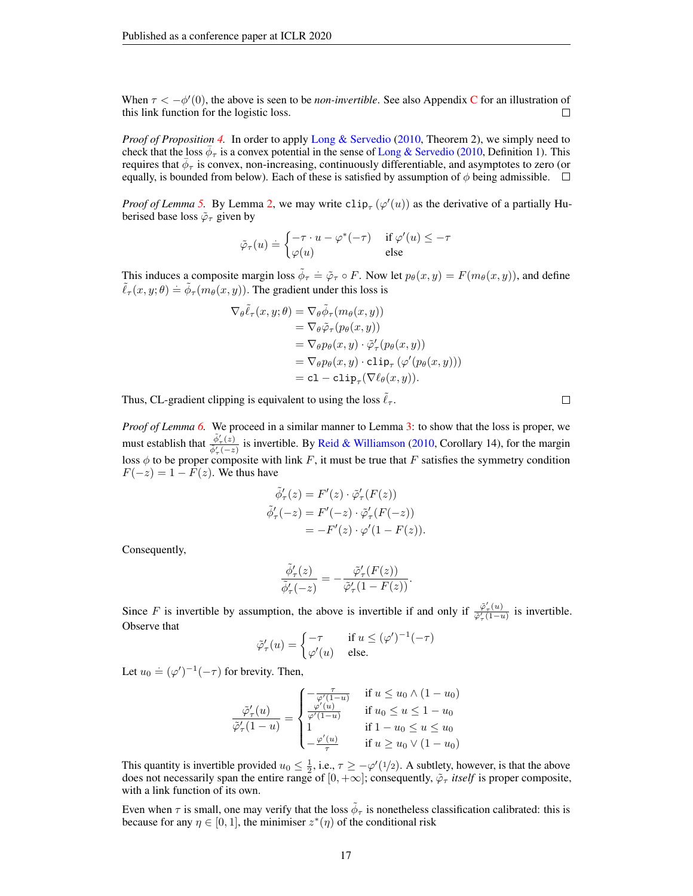When $\tau < -\phi'(0)$, the above is seen to be *non-invertible*. See also Appendix C for an illustration of this link function for the logistic loss. $\square$

*Proof of Proposition 4.* In order to apply Long & Servedio (2010, Theorem 2), we simply need to check that the loss $\bar{\phi}_\tau$ is convex potential in the sense of Long & Servedio (2010, Definition 1). This requires that $\bar{\phi}_\tau$ is convex, non-increasing, continuously differentiable, and asymptotes to zero (or equally, is bounded from below). Each of these is satisfied by assumption of $\phi$ being admissible. $\square$

*Proof of Lemma 5.* By Lemma 2, we may write $\mathtt{clip}_\tau(\varphi'(u))$ as the derivative of a partially Huberised base loss $\tilde{\varphi}_\tau$ given by

$$\tilde{\varphi}_\tau(u) \doteq \begin{cases} -\tau \cdot u - \varphi^*(-\tau) & \text{if } \varphi'(u) \leq -\tau \\ \varphi(u) & \text{else} \end{cases}$$

This induces a composite margin loss $\tilde{\phi}_\tau \doteq \tilde{\varphi}_\tau \circ F$. Now let $p_\theta(x, y) = F(m_\theta(x, y))$, and define $\tilde{\ell}_\tau(x, y; \theta) \doteq \tilde{\phi}_\tau(m_\theta(x, y))$. The gradient under this loss is

$$\begin{aligned}
\nabla_\theta \tilde{\ell}_\tau(x, y; \theta) &= \nabla_\theta \tilde{\phi}_\tau(m_\theta(x, y)) \\
&= \nabla_\theta \tilde{\varphi}_\tau(p_\theta(x, y)) \\
&= \nabla_\theta p_\theta(x, y) \cdot \tilde{\varphi}'_\tau(p_\theta(x, y)) \\
&= \nabla_\theta p_\theta(x, y) \cdot \mathtt{clip}_\tau\left(\varphi'(p_\theta(x, y))\right) \\
&= \mathtt{cl-clip}_\tau(\nabla \ell_\theta(x, y)).
\end{aligned}$$

Thus, CL-gradient clipping is equivalent to using the loss $\tilde{\ell}_\tau$. $\square$

*Proof of Lemma 6.* We proceed in a similar manner to Lemma 3: to show that the loss is proper, we must establish that $\frac{\tilde{\phi}'_\tau(z)}{\tilde{\phi}'_\tau(-z)}$ is invertible. By Reid & Williamson (2010, Corollary 14), for the margin loss $\phi$ to be proper composite with link $F$, it must be true that $F$ satisfies the symmetry condition $F(-z) = 1 - F(z)$. We thus have

$$\begin{aligned}
\tilde{\phi}'_\tau(z) &= F'(z) \cdot \tilde{\varphi}'_\tau(F(z)) \\
\tilde{\phi}'_\tau(-z) &= F'(-z) \cdot \tilde{\varphi}'_\tau(F(-z)) \\
&= -F'(z) \cdot \varphi'(1 - F(z)).
\end{aligned}$$

Consequently,

$$\frac{\tilde{\phi}'_\tau(z)}{\tilde{\phi}'_\tau(-z)} = -\frac{\tilde{\varphi}'_\tau(F(z))}{\tilde{\varphi}'_\tau(1 - F(z))}.$$

Since $F$ is invertible by assumption, the above is invertible if and only if $\frac{\tilde{\varphi}'_\tau(u)}{\tilde{\varphi}'_\tau(1-u)}$ is invertible. Observe that

$$\tilde{\varphi}'_\tau(u) = \begin{cases} -\tau & \text{if } u \leq (\varphi')^{-1}(-\tau) \\ \varphi'(u) & \text{else.} \end{cases}$$

Let $u_0 \doteq (\varphi')^{-1}(-\tau)$ for brevity. Then,

$$\frac{\tilde{\varphi}'_\tau(u)}{\tilde{\varphi}'_\tau(1-u)} = \begin{cases} -\frac{\tau}{\varphi'(1-u)} & \text{if } u \leq u_0 \wedge (1 - u_0) \\ \frac{\varphi'(u)}{\varphi'(1-u)} & \text{if } u_0 \leq u \leq 1 - u_0 \\ 1 & \text{if } 1 - u_0 \leq u \leq u_0 \\ -\frac{\varphi'(u)}{\tau} & \text{if } u \geq u_0 \vee (1 - u_0) \end{cases}$$

This quantity is invertible provided $u_0 \leq \frac{1}{2}$, i.e., $\tau \geq -\varphi'(1/2)$. A subtlety, however, is that the above does not necessarily span the entire range of $[0, +\infty]$; consequently, $\tilde{\varphi}_\tau$ *itself* is proper composite, with a link function of its own.

Even when $\tau$ is small, one may verify that the loss $\tilde{\phi}_\tau$ is nonetheless classification calibrated: this is because for any $\eta \in [0, 1]$, the minimiser $z^*(\eta)$ of the conditional risk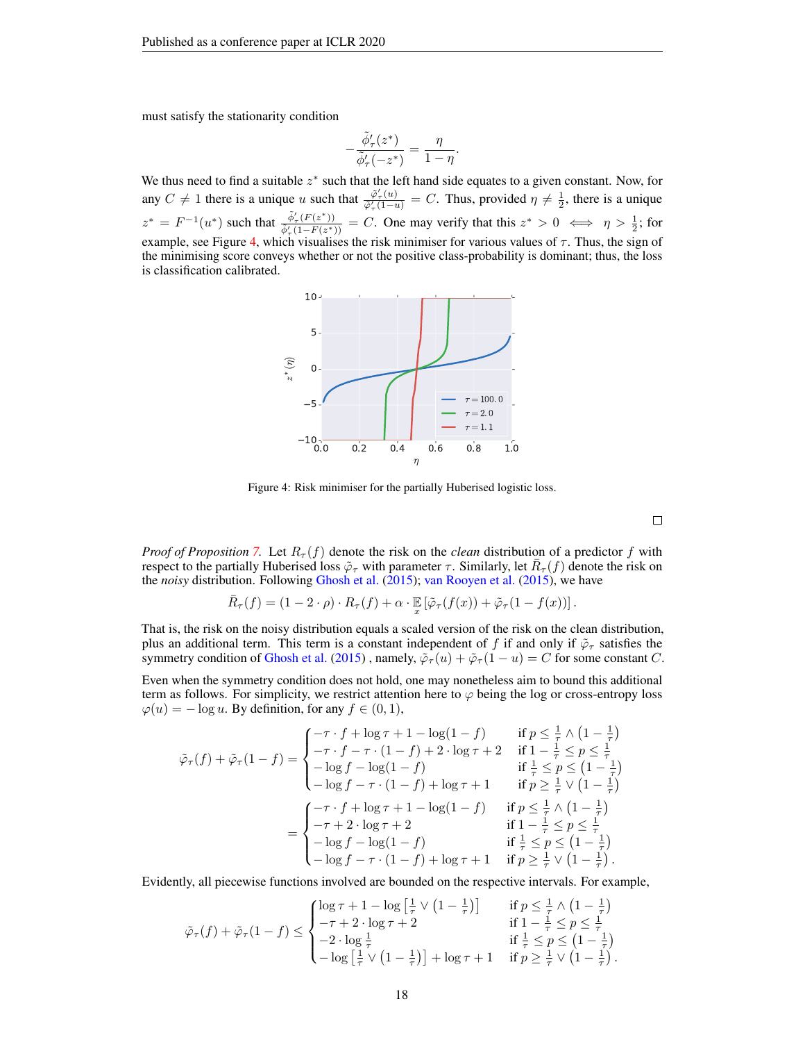must satisfy the stationarity condition

$$-\frac{\tilde{\phi}'_\tau(z^*)}{\tilde{\phi}'_\tau(-z^*)} = \frac{\eta}{1-\eta}.$$

We thus need to find a suitable $z^*$ such that the left hand side equates to a given constant. Now, for any $C \neq 1$ there is a unique $u$ such that $\frac{\tilde{\varphi}'_\tau(u)}{\tilde{\varphi}'_\tau(1-u)} = C$. Thus, provided $\eta \neq \frac{1}{2}$, there is a unique $z^* = F^{-1}(u^*)$ such that $\frac{\tilde{\phi}'_\tau(F(z^*))}{\tilde{\phi}'_\tau(1-F(z^*))} = C$. One may verify that this $z^* > 0 \iff \eta > \frac{1}{2}$; for example, see Figure 4, which visualises the risk minimiser for various values of $\tau$. Thus, the sign of the minimising score conveys whether or not the positive class-probability is dominant; thus, the loss is classification calibrated.

Figure 4: Risk minimiser for the partially Huberised logistic loss.

□

*Proof of Proposition 7.* Let $R_\tau(f)$ denote the risk on the *clean* distribution of a predictor $f$ with respect to the partially Huberised loss $\tilde{\varphi}_\tau$ with parameter $\tau$. Similarly, let $\bar{R}_\tau(f)$ denote the risk on the *noisy* distribution. Following Ghosh et al. (2015); van Rooyen et al. (2015), we have

$$\bar{R}_\tau(f) = (1 - 2 \cdot \rho) \cdot R_\tau(f) + \alpha \cdot \mathop{\mathbb{E}}_{x} \left[ \tilde{\varphi}_\tau(f(x)) + \tilde{\varphi}_\tau(1 - f(x)) \right].$$

That is, the risk on the noisy distribution equals a scaled version of the risk on the clean distribution, plus an additional term. This term is a constant independent of $f$ if and only if $\tilde{\varphi}_\tau$ satisfies the symmetry condition of Ghosh et al. (2015) , namely, $\tilde{\varphi}_\tau(u) + \tilde{\varphi}_\tau(1-u) = C$ for some constant $C$.

Even when the symmetry condition does not hold, one may nonetheless aim to bound this additional term as follows. For simplicity, we restrict attention here to $\varphi$ being the log or cross-entropy loss $\varphi(u) = -\log u$. By definition, for any $f \in (0, 1)$,

$$\begin{aligned}
\tilde{\varphi}_\tau(f) + \tilde{\varphi}_\tau(1-f) &= \begin{cases} -\tau \cdot f + \log \tau + 1 - \log(1-f) & \text{if } p \leq \frac{1}{\tau} \wedge \left(1 - \frac{1}{\tau}\right) \\ -\tau \cdot f - \tau \cdot (1-f) + 2 \cdot \log \tau + 2 & \text{if } 1 - \frac{1}{\tau} \leq p \leq \frac{1}{\tau} \\ -\log f - \log(1-f) & \text{if } \frac{1}{\tau} \leq p \leq \left(1 - \frac{1}{\tau}\right) \\ -\log f - \tau \cdot (1-f) + \log \tau + 1 & \text{if } p \geq \frac{1}{\tau} \vee \left(1 - \frac{1}{\tau}\right) \end{cases} \\
&= \begin{cases} -\tau \cdot f + \log \tau + 1 - \log(1-f) & \text{if } p \leq \frac{1}{\tau} \wedge \left(1 - \frac{1}{\tau}\right) \\ -\tau + 2 \cdot \log \tau + 2 & \text{if } 1 - \frac{1}{\tau} \leq p \leq \frac{1}{\tau} \\ -\log f - \log(1-f) & \text{if } \frac{1}{\tau} \leq p \leq \left(1 - \frac{1}{\tau}\right) \\ -\log f - \tau \cdot (1-f) + \log \tau + 1 & \text{if } p \geq \frac{1}{\tau} \vee \left(1 - \frac{1}{\tau}\right). \end{cases}
\end{aligned}$$

Evidently, all piecewise functions involved are bounded on the respective intervals. For example,

$$\tilde{\varphi}_\tau(f) + \tilde{\varphi}_\tau(1-f) \leq \begin{cases} \log \tau + 1 - \log\left[\frac{1}{\tau} \vee \left(1 - \frac{1}{\tau}\right)\right] & \text{if } p \leq \frac{1}{\tau} \wedge \left(1 - \frac{1}{\tau}\right) \\ -\tau + 2 \cdot \log \tau + 2 & \text{if } 1 - \frac{1}{\tau} \leq p \leq \frac{1}{\tau} \\ -2 \cdot \log \frac{1}{\tau} & \text{if } \frac{1}{\tau} \leq p \leq \left(1 - \frac{1}{\tau}\right) \\ -\log\left[\frac{1}{\tau} \vee \left(1 - \frac{1}{\tau}\right)\right] + \log \tau + 1 & \text{if } p \geq \frac{1}{\tau} \vee \left(1 - \frac{1}{\tau}\right). \end{cases}$$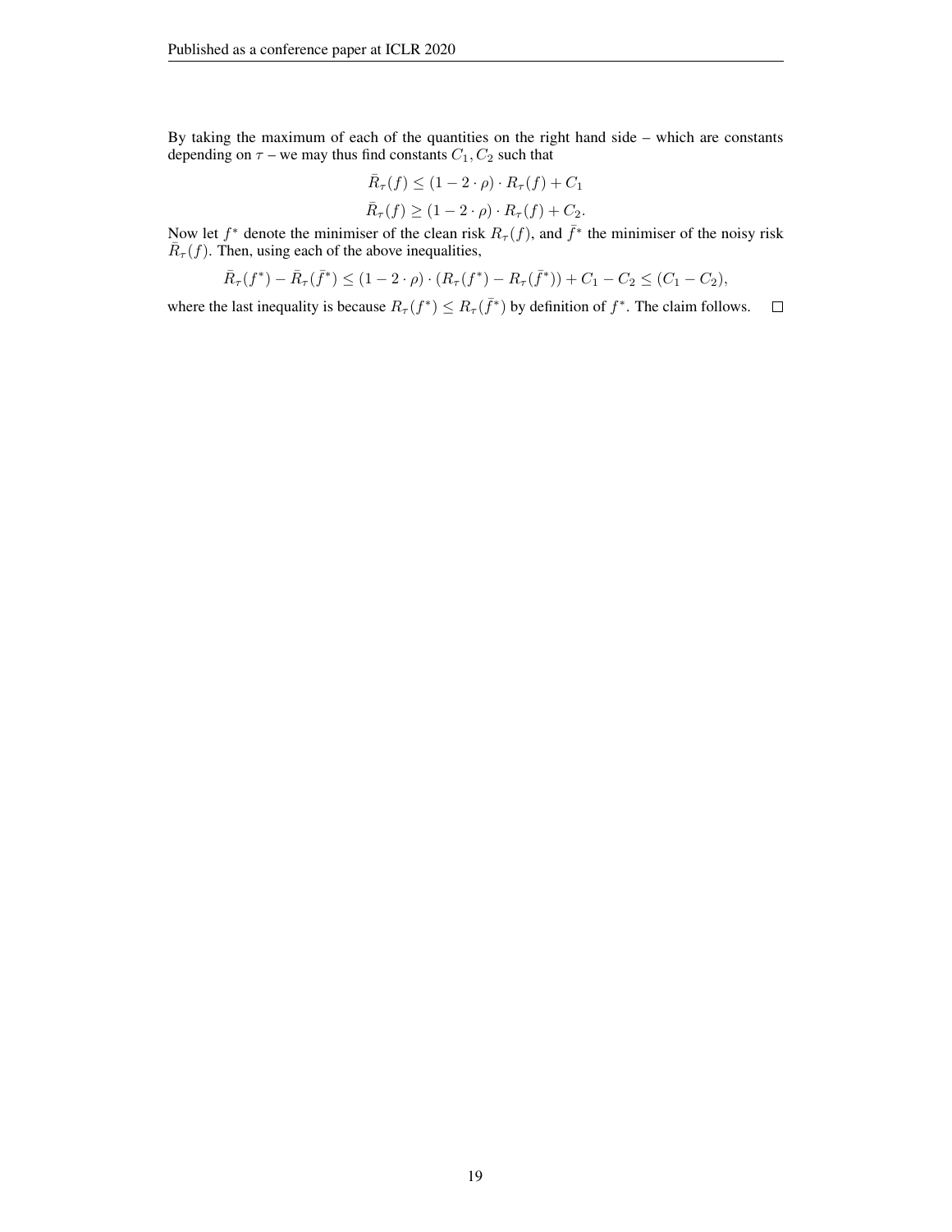By taking the maximum of each of the quantities on the right hand side – which are constants depending on $\tau$ – we may thus find constants $C_1, C_2$ such that

$$\bar{R}_\tau(f) \leq (1 - 2 \cdot \rho) \cdot R_\tau(f) + C_1$$

$$\bar{R}_\tau(f) \geq (1 - 2 \cdot \rho) \cdot R_\tau(f) + C_2.$$

Now let $f^*$ denote the minimiser of the clean risk $R_\tau(f)$, and $\bar{f}^*$ the minimiser of the noisy risk $\bar{R}_\tau(f)$. Then, using each of the above inequalities,

$$\bar{R}_\tau(f^*) - \bar{R}_\tau(\bar{f}^*) \leq (1 - 2 \cdot \rho) \cdot (R_\tau(f^*) - R_\tau(\bar{f}^*)) + C_1 - C_2 \leq (C_1 - C_2),$$

where the last inequality is because $R_\tau(f^*) \leq R_\tau(\bar{f}^*)$ by definition of $f^*$. The claim follows. $\square$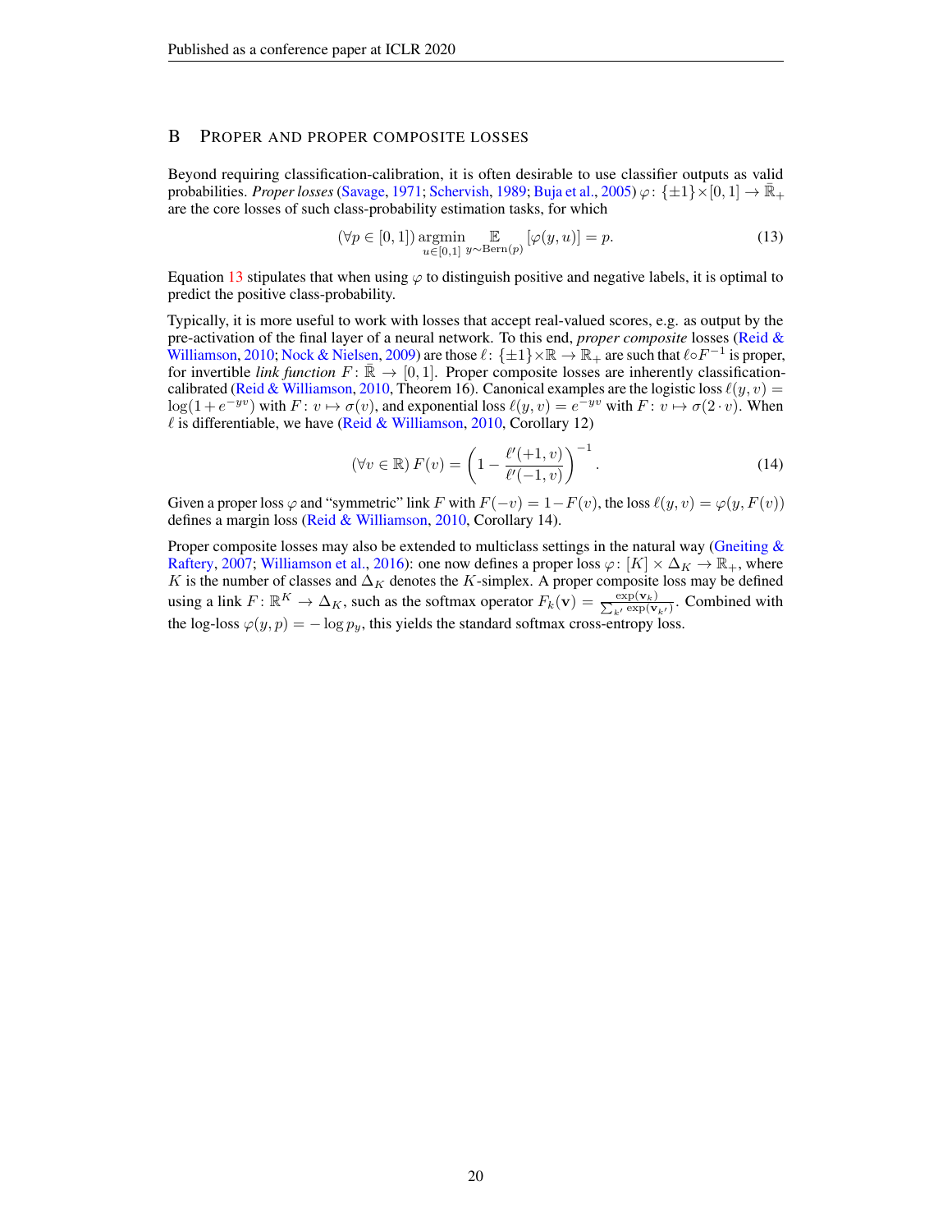## B Proper and proper composite losses

Beyond requiring classification-calibration, it is often desirable to use classifier outputs as valid probabilities. *Proper losses* (Savage, 1971; Schervish, 1989; Buja et al., 2005) $\varphi\colon \{\pm 1\} \times [0,1] \to \bar{\mathbb{R}}_+$ are the core losses of such class-probability estimation tasks, for which

$$(\forall p \in [0,1]) \operatorname*{argmin}_{u \in [0,1]} \mathop{\mathbb{E}}_{y \sim \mathrm{Bern}(p)} [\varphi(y, u)] = p. \tag{13}$$

Equation 13 stipulates that when using $\varphi$ to distinguish positive and negative labels, it is optimal to predict the positive class-probability.

Typically, it is more useful to work with losses that accept real-valued scores, e.g. as output by the pre-activation of the final layer of a neural network. To this end, *proper composite* losses (Reid & Williamson, 2010; Nock & Nielsen, 2009) are those $\ell\colon \{\pm 1\} \times \mathbb{R} \to \mathbb{R}_+$ are such that $\ell \circ F^{-1}$ is proper, for invertible *link function* $F\colon \bar{\mathbb{R}} \to [0,1]$. Proper composite losses are inherently classification-calibrated (Reid & Williamson, 2010, Theorem 16). Canonical examples are the logistic loss $\ell(y, v) = \log(1 + e^{-yv})$ with $F\colon v \mapsto \sigma(v)$, and exponential loss $\ell(y, v) = e^{-yv}$ with $F\colon v \mapsto \sigma(2 \cdot v)$. When $\ell$ is differentiable, we have (Reid & Williamson, 2010, Corollary 12)

$$(\forall v \in \mathbb{R})\, F(v) = \left(1 - \frac{\ell'(+1, v)}{\ell'(-1, v)}\right)^{-1}. \tag{14}$$

Given a proper loss $\varphi$ and "symmetric" link $F$ with $F(-v) = 1 - F(v)$, the loss $\ell(y, v) = \varphi(y, F(v))$ defines a margin loss (Reid & Williamson, 2010, Corollary 14).

Proper composite losses may also be extended to multiclass settings in the natural way (Gneiting & Raftery, 2007; Williamson et al., 2016): one now defines a proper loss $\varphi\colon [K] \times \Delta_K \to \mathbb{R}_+$, where $K$ is the number of classes and $\Delta_K$ denotes the $K$-simplex. A proper composite loss may be defined using a link $F\colon \mathbb{R}^K \to \Delta_K$, such as the softmax operator $F_k(\mathbf{v}) = \frac{\exp(\mathbf{v}_k)}{\sum_{k'} \exp(\mathbf{v}_{k'})}$. Combined with the log-loss $\varphi(y, p) = -\log p_y$, this yields the standard softmax cross-entropy loss.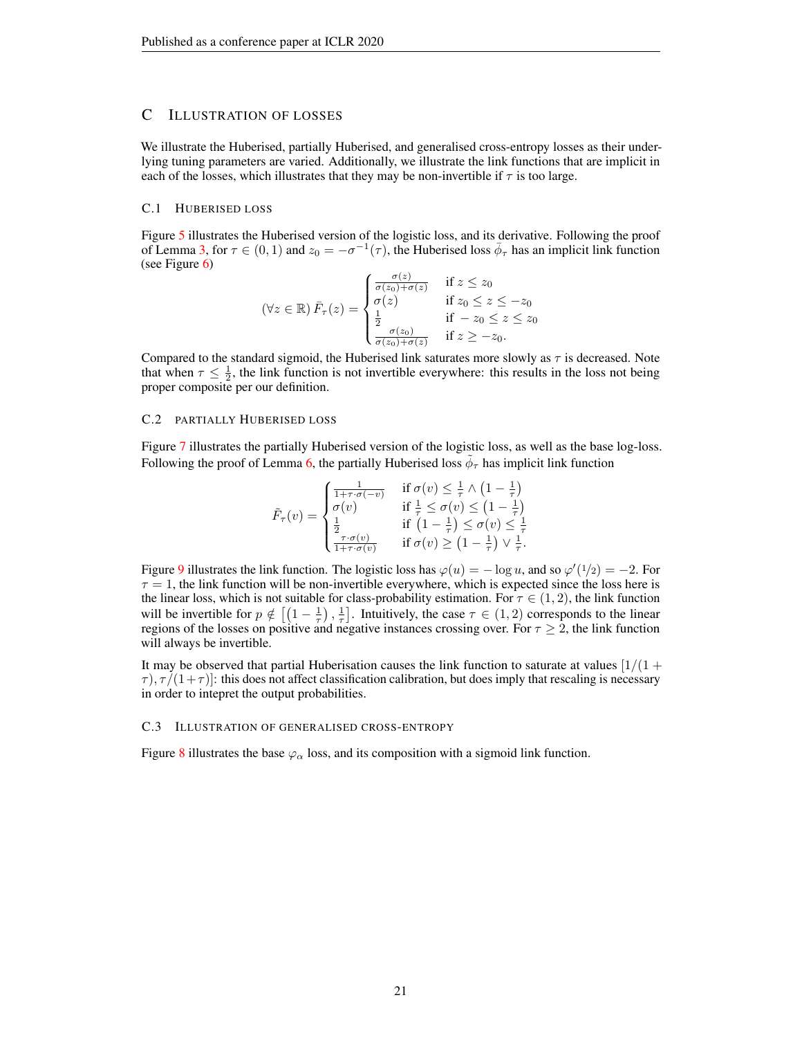## C Illustration of Losses

We illustrate the Huberised, partially Huberised, and generalised cross-entropy losses as their underlying tuning parameters are varied. Additionally, we illustrate the link functions that are implicit in each of the losses, which illustrates that they may be non-invertible if $\tau$ is too large.

### C.1 Huberised loss

Figure 5 illustrates the Huberised version of the logistic loss, and its derivative. Following the proof of Lemma 3, for $\tau \in (0, 1)$ and $z_0 = -\sigma^{-1}(\tau)$, the Huberised loss $\bar{\phi}_\tau$ has an implicit link function (see Figure 6)

$$(\forall z \in \mathbb{R})\, \bar{F}_\tau(z) = \begin{cases} \frac{\sigma(z)}{\sigma(z_0)+\sigma(z)} & \text{if } z \leq z_0 \\ \sigma(z) & \text{if } z_0 \leq z \leq -z_0 \\ \frac{1}{2} & \text{if } -z_0 \leq z \leq z_0 \\ \frac{\sigma(z_0)}{\sigma(z_0)+\sigma(z)} & \text{if } z \geq -z_0. \end{cases}$$

Compared to the standard sigmoid, the Huberised link saturates more slowly as $\tau$ is decreased. Note that when $\tau \leq \frac{1}{2}$, the link function is not invertible everywhere: this results in the loss not being proper composite per our definition.

### C.2 Partially Huberised loss

Figure 7 illustrates the partially Huberised version of the logistic loss, as well as the base log-loss. Following the proof of Lemma 6, the partially Huberised loss $\tilde{\phi}_\tau$ has implicit link function

$$\tilde{F}_\tau(v) = \begin{cases} \frac{1}{1+\tau \cdot \sigma(-v)} & \text{if } \sigma(v) \leq \frac{1}{\tau} \wedge \left(1 - \frac{1}{\tau}\right) \\ \sigma(v) & \text{if } \frac{1}{\tau} \leq \sigma(v) \leq \left(1 - \frac{1}{\tau}\right) \\ \frac{1}{2} & \text{if } \left(1 - \frac{1}{\tau}\right) \leq \sigma(v) \leq \frac{1}{\tau} \\ \frac{\tau \cdot \sigma(v)}{1+\tau \cdot \sigma(v)} & \text{if } \sigma(v) \geq \left(1 - \frac{1}{\tau}\right) \vee \frac{1}{\tau}. \end{cases}$$

Figure 9 illustrates the link function. The logistic loss has $\varphi(u) = -\log u$, and so $\varphi'(1/2) = -2$. For $\tau = 1$, the link function will be non-invertible everywhere, which is expected since the loss here is the linear loss, which is not suitable for class-probability estimation. For $\tau \in (1, 2)$, the link function will be invertible for $p \notin \left[\left(1 - \frac{1}{\tau}\right), \frac{1}{\tau}\right]$. Intuitively, the case $\tau \in (1, 2)$ corresponds to the linear regions of the losses on positive and negative instances crossing over. For $\tau \geq 2$, the link function will always be invertible.

It may be observed that partial Huberisation causes the link function to saturate at values $[1/(1+\tau), \tau/(1+\tau)]$: this does not affect classification calibration, but does imply that rescaling is necessary in order to intepret the output probabilities.

### C.3 Illustration of generalised cross-entropy

Figure 8 illustrates the base $\varphi_\alpha$ loss, and its composition with a sigmoid link function.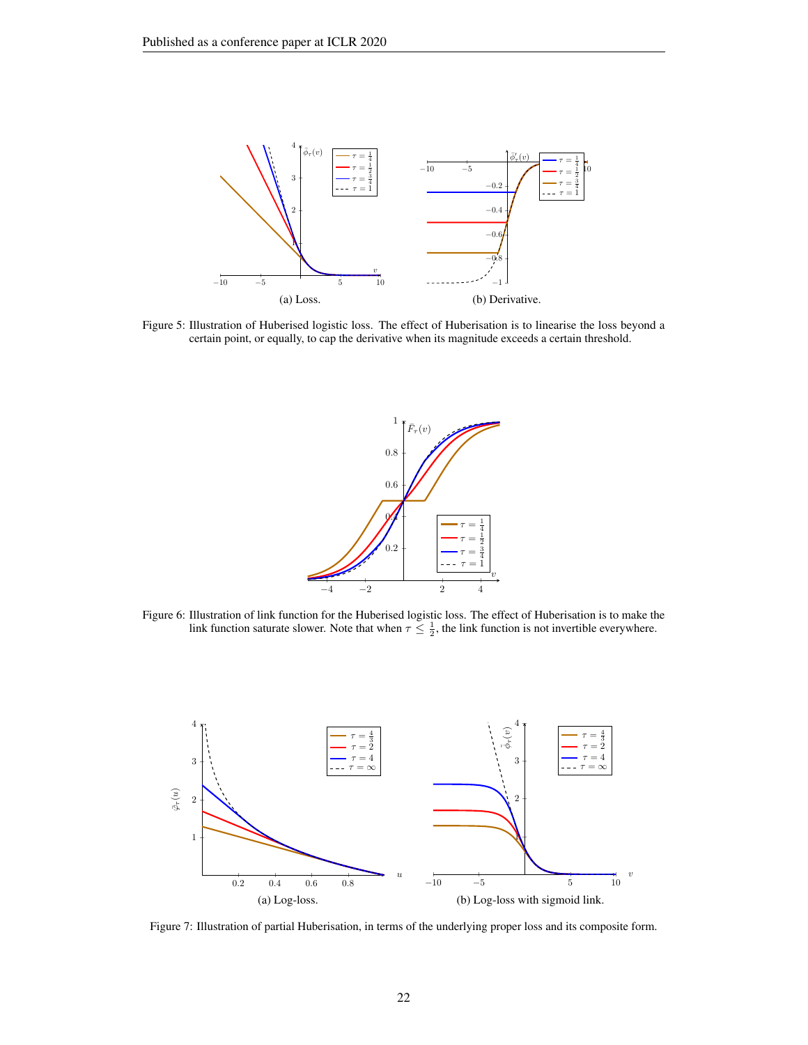(a) Loss.

(b) Derivative.

Figure 5: Illustration of Huberised logistic loss. The effect of Huberisation is to linearise the loss beyond a certain point, or equally, to cap the derivative when its magnitude exceeds a certain threshold.

Figure 6: Illustration of link function for the Huberised logistic loss. The effect of Huberisation is to make the link function saturate slower. Note that when $\tau \leq \frac{1}{2}$, the link function is not invertible everywhere.

(a) Log-loss.

(b) Log-loss with sigmoid link.

Figure 7: Illustration of partial Huberisation, in terms of the underlying proper loss and its composite form.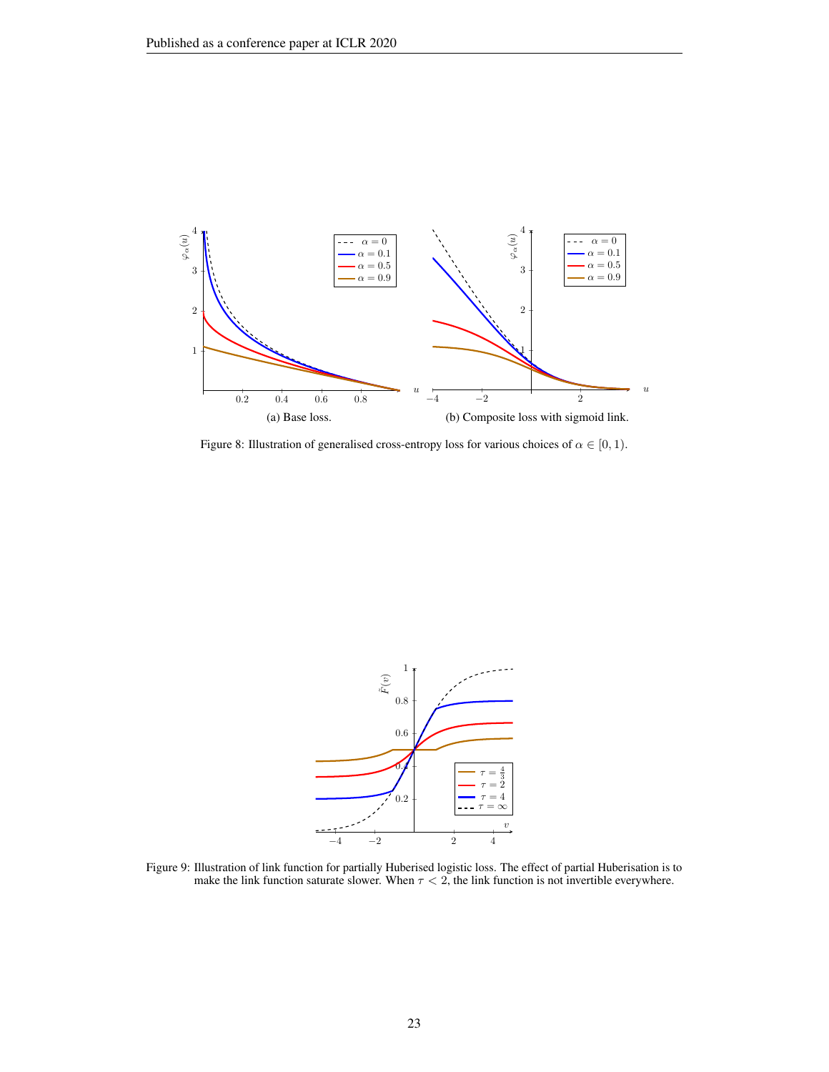(a) Base loss.

(b) Composite loss with sigmoid link.

Figure 8: Illustration of generalised cross-entropy loss for various choices of $\alpha \in [0, 1)$.

Figure 9: Illustration of link function for partially Huberised logistic loss. The effect of partial Huberisation is to make the link function saturate slower. When $\tau < 2$, the link function is not invertible everywhere.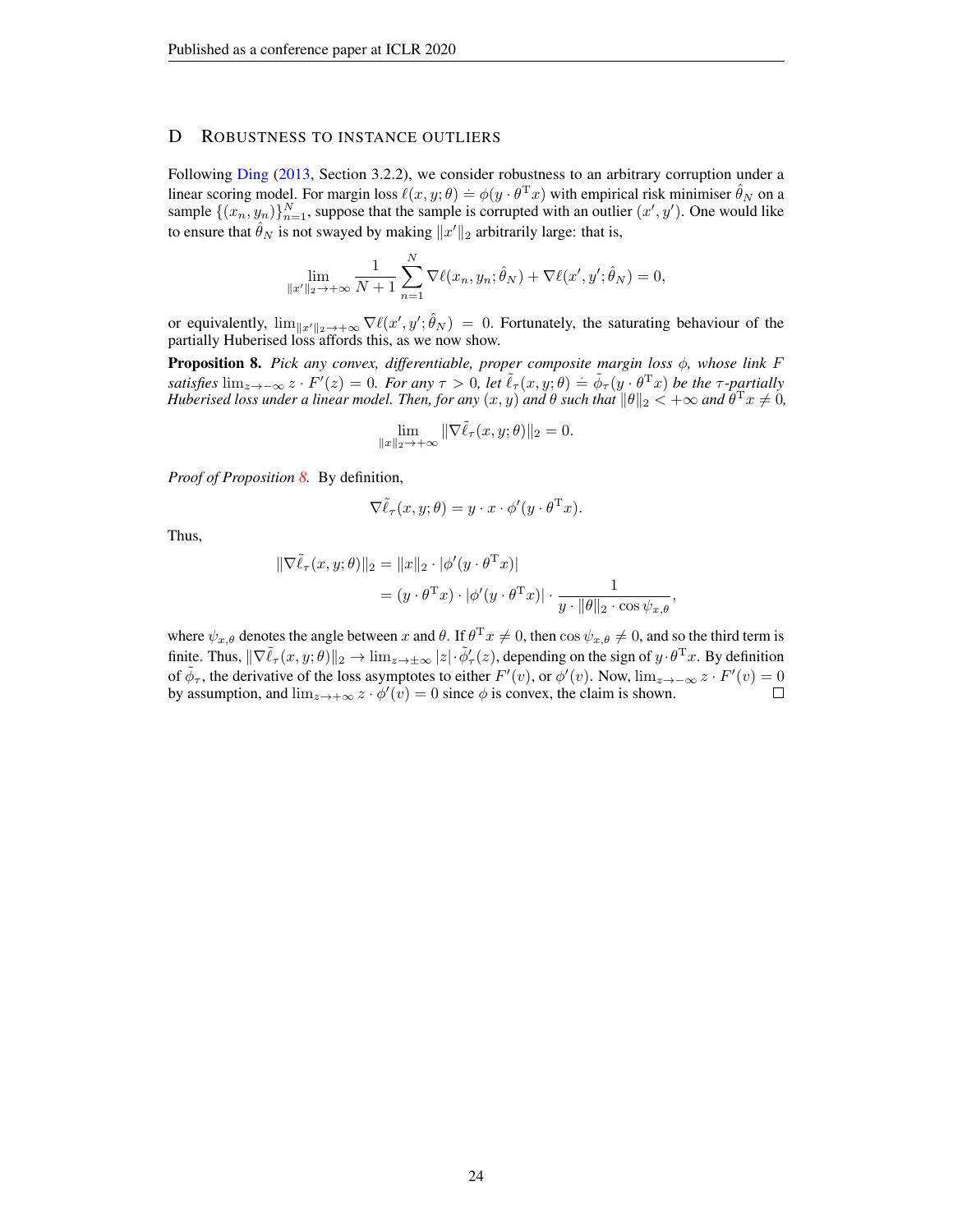## D Robustness to Instance Outliers

Following Ding (2013, Section 3.2.2), we consider robustness to an arbitrary corruption under a linear scoring model. For margin loss $\ell(x, y; \theta) \doteq \phi(y \cdot \theta^{\mathrm{T}} x)$ with empirical risk minimiser $\hat{\theta}_N$ on a sample $\{(x_n, y_n)\}_{n=1}^{N}$, suppose that the sample is corrupted with an outlier $(x', y')$. One would like to ensure that $\hat{\theta}_N$ is not swayed by making $\|x'\|_2$ arbitrarily large: that is,

$$\lim_{\|x'\|_2 \to +\infty} \frac{1}{N+1} \sum_{n=1}^{N} \nabla \ell(x_n, y_n; \hat{\theta}_N) + \nabla \ell(x', y'; \hat{\theta}_N) = 0,$$

or equivalently, $\lim_{\|x'\|_2 \to +\infty} \nabla \ell(x', y'; \hat{\theta}_N) = 0$. Fortunately, the saturating behaviour of the partially Huberised loss affords this, as we now show.

**Proposition 8.** *Pick any convex, differentiable, proper composite margin loss $\phi$, whose link $F$ satisfies $\lim_{z \to -\infty} z \cdot F'(z) = 0$. For any $\tau > 0$, let $\tilde{\ell}_\tau(x, y; \theta) \doteq \tilde{\phi}_\tau(y \cdot \theta^{\mathrm{T}} x)$ be the $\tau$-partially Huberised loss under a linear model. Then, for any $(x, y)$ and $\theta$ such that $\|\theta\|_2 < +\infty$ and $\theta^{\mathrm{T}} x \neq 0$,*

$$\lim_{\|x\|_2 \to +\infty} \|\nabla \tilde{\ell}_\tau(x, y; \theta)\|_2 = 0.$$

*Proof of Proposition 8.* By definition,

$$\nabla \tilde{\ell}_\tau(x, y; \theta) = y \cdot x \cdot \phi'(y \cdot \theta^{\mathrm{T}} x).$$

Thus,

$$\begin{aligned}
\|\nabla \tilde{\ell}_\tau(x, y; \theta)\|_2 &= \|x\|_2 \cdot |\phi'(y \cdot \theta^{\mathrm{T}} x)| \\
&= (y \cdot \theta^{\mathrm{T}} x) \cdot |\phi'(y \cdot \theta^{\mathrm{T}} x)| \cdot \frac{1}{y \cdot \|\theta\|_2 \cdot \cos \psi_{x,\theta}},
\end{aligned}$$

where $\psi_{x,\theta}$ denotes the angle between $x$ and $\theta$. If $\theta^{\mathrm{T}} x \neq 0$, then $\cos \psi_{x,\theta} \neq 0$, and so the third term is finite. Thus, $\|\nabla \tilde{\ell}_\tau(x, y; \theta)\|_2 \to \lim_{z \to \pm\infty} |z| \cdot \tilde{\phi}'_\tau(z)$, depending on the sign of $y \cdot \theta^{\mathrm{T}} x$. By definition of $\tilde{\phi}_\tau$, the derivative of the loss asymptotes to either $F'(v)$, or $\phi'(v)$. Now, $\lim_{z \to -\infty} z \cdot F'(v) = 0$ by assumption, and $\lim_{z \to +\infty} z \cdot \phi'(v) = 0$ since $\phi$ is convex, the claim is shown. ∎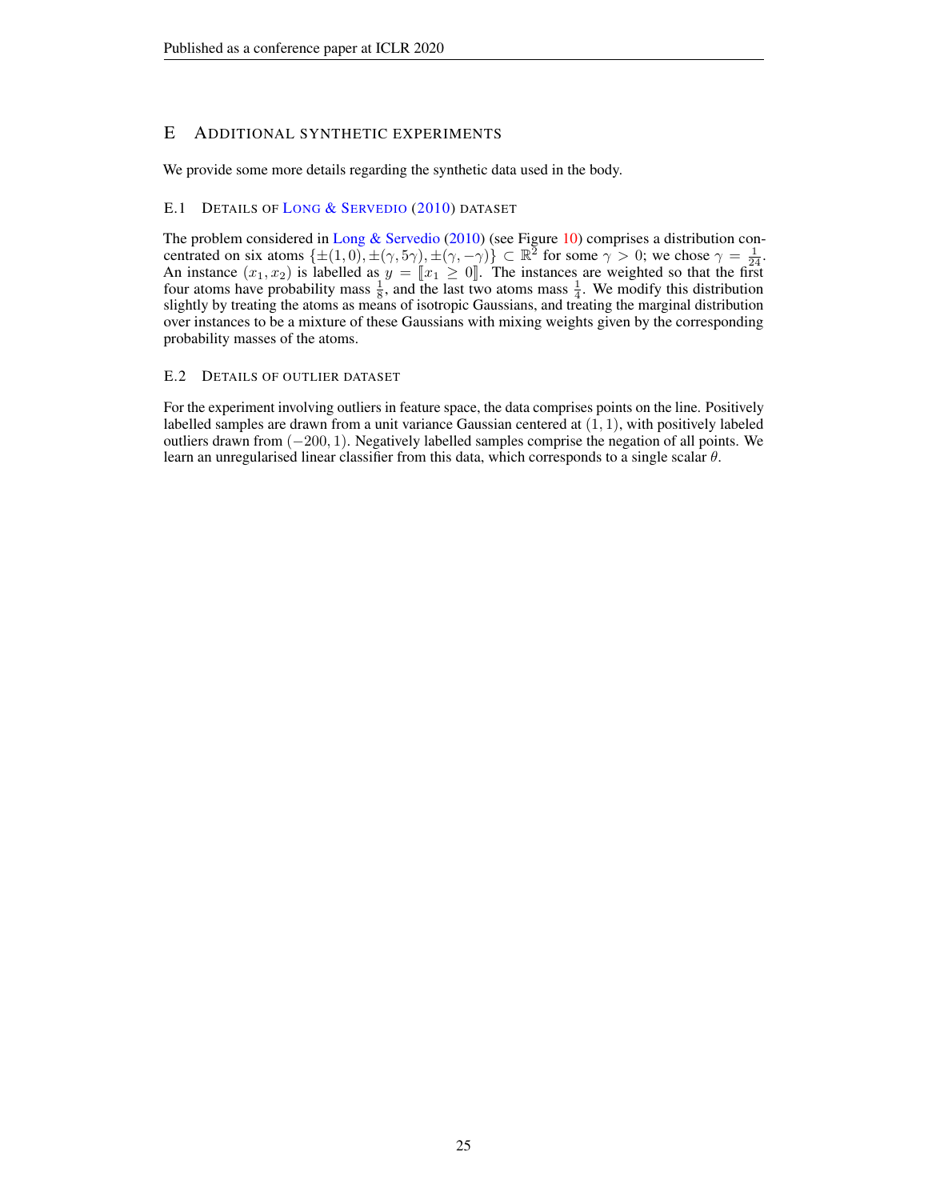# E Additional synthetic experiments

We provide some more details regarding the synthetic data used in the body.

## E.1 Details of Long & Servedio (2010) dataset

The problem considered in Long & Servedio (2010) (see Figure 10) comprises a distribution concentrated on six atoms $\{\pm(1,0), \pm(\gamma, 5\gamma), \pm(\gamma, -\gamma)\} \subset \mathbb{R}^2$ for some $\gamma > 0$; we chose $\gamma = \frac{1}{24}$. An instance $(x_1, x_2)$ is labelled as $y = [\![x_1 \geq 0]\!]$. The instances are weighted so that the first four atoms have probability mass $\frac{1}{8}$, and the last two atoms mass $\frac{1}{4}$. We modify this distribution slightly by treating the atoms as means of isotropic Gaussians, and treating the marginal distribution over instances to be a mixture of these Gaussians with mixing weights given by the corresponding probability masses of the atoms.

## E.2 Details of outlier dataset

For the experiment involving outliers in feature space, the data comprises points on the line. Positively labelled samples are drawn from a unit variance Gaussian centered at $(1, 1)$, with positively labeled outliers drawn from $(-200, 1)$. Negatively labelled samples comprise the negation of all points. We learn an unregularised linear classifier from this data, which corresponds to a single scalar $\theta$.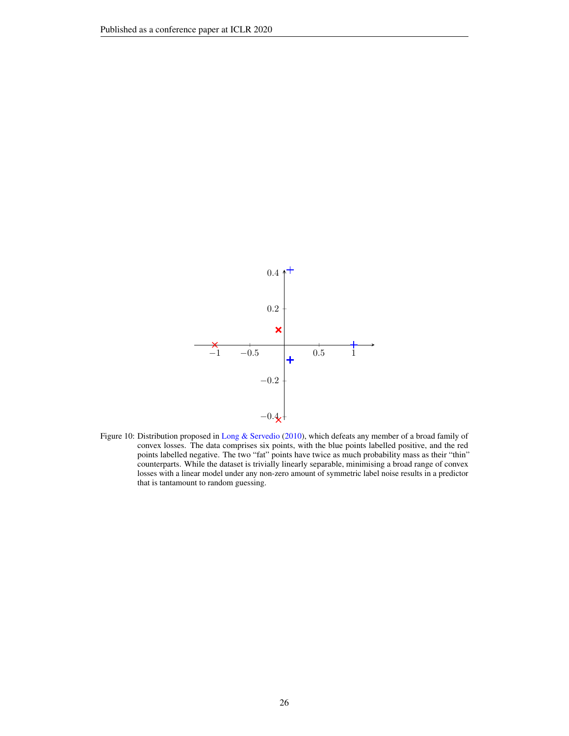0.4

0.2

−1 −0.5 0.5 1

−0.2

−0.4

Figure 10: Distribution proposed in Long & Servedio (2010), which defeats any member of a broad family of convex losses. The data comprises six points, with the blue points labelled positive, and the red points labelled negative. The two "fat" points have twice as much probability mass as their "thin" counterparts. While the dataset is trivially linearly separable, minimising a broad range of convex losses with a linear model under any non-zero amount of symmetric label noise results in a predictor that is tantamount to random guessing.